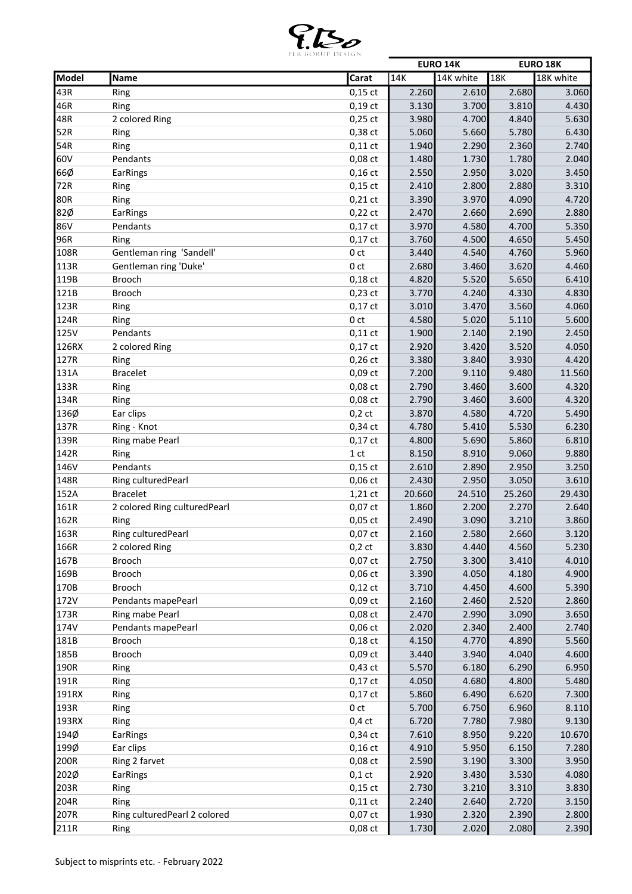PER BORUP DESIGN

| Model | Name | Carat | EURO 14K 14K | 14K white | EURO 18K 18K | 18K white |
|---|---|---|---|---|---|---|
| 43R | Ring | 0,15 ct | 2.260 | 2.610 | 2.680 | 3.060 |
| 46R | Ring | 0,19 ct | 3.130 | 3.700 | 3.810 | 4.430 |
| 48R | 2 colored Ring | 0,25 ct | 3.980 | 4.700 | 4.840 | 5.630 |
| 52R | Ring | 0,38 ct | 5.060 | 5.660 | 5.780 | 6.430 |
| 54R | Ring | 0,11 ct | 1.940 | 2.290 | 2.360 | 2.740 |
| 60V | Pendants | 0,08 ct | 1.480 | 1.730 | 1.780 | 2.040 |
| 66Ø | EarRings | 0,16 ct | 2.550 | 2.950 | 3.020 | 3.450 |
| 72R | Ring | 0,15 ct | 2.410 | 2.800 | 2.880 | 3.310 |
| 80R | Ring | 0,21 ct | 3.390 | 3.970 | 4.090 | 4.720 |
| 82Ø | EarRings | 0,22 ct | 2.470 | 2.660 | 2.690 | 2.880 |
| 86V | Pendants | 0,17 ct | 3.970 | 4.580 | 4.700 | 5.350 |
| 96R | Ring | 0,17 ct | 3.760 | 4.500 | 4.650 | 5.450 |
| 108R | Gentleman ring 'Sandell' | 0 ct | 3.440 | 4.540 | 4.760 | 5.960 |
| 113R | Gentleman ring 'Duke' | 0 ct | 2.680 | 3.460 | 3.620 | 4.460 |
| 119B | Brooch | 0,18 ct | 4.820 | 5.520 | 5.650 | 6.410 |
| 121B | Brooch | 0,23 ct | 3.770 | 4.240 | 4.330 | 4.830 |
| 123R | Ring | 0,17 ct | 3.010 | 3.470 | 3.560 | 4.060 |
| 124R | Ring | 0 ct | 4.580 | 5.020 | 5.110 | 5.600 |
| 125V | Pendants | 0,11 ct | 1.900 | 2.140 | 2.190 | 2.450 |
| 126RX | 2 colored Ring | 0,17 ct | 2.920 | 3.420 | 3.520 | 4.050 |
| 127R | Ring | 0,26 ct | 3.380 | 3.840 | 3.930 | 4.420 |
| 131A | Bracelet | 0,09 ct | 7.200 | 9.110 | 9.480 | 11.560 |
| 133R | Ring | 0,08 ct | 2.790 | 3.460 | 3.600 | 4.320 |
| 134R | Ring | 0,08 ct | 2.790 | 3.460 | 3.600 | 4.320 |
| 136Ø | Ear clips | 0,2 ct | 3.870 | 4.580 | 4.720 | 5.490 |
| 137R | Ring - Knot | 0,34 ct | 4.780 | 5.410 | 5.530 | 6.230 |
| 139R | Ring mabe Pearl | 0,17 ct | 4.800 | 5.690 | 5.860 | 6.810 |
| 142R | Ring | 1 ct | 8.150 | 8.910 | 9.060 | 9.880 |
| 146V | Pendants | 0,15 ct | 2.610 | 2.890 | 2.950 | 3.250 |
| 148R | Ring culturedPearl | 0,06 ct | 2.430 | 2.950 | 3.050 | 3.610 |
| 152A | Bracelet | 1,21 ct | 20.660 | 24.510 | 25.260 | 29.430 |
| 161R | 2 colored Ring culturedPearl | 0,07 ct | 1.860 | 2.200 | 2.270 | 2.640 |
| 162R | Ring | 0,05 ct | 2.490 | 3.090 | 3.210 | 3.860 |
| 163R | Ring culturedPearl | 0,07 ct | 2.160 | 2.580 | 2.660 | 3.120 |
| 166R | 2 colored Ring | 0,2 ct | 3.830 | 4.440 | 4.560 | 5.230 |
| 167B | Brooch | 0,07 ct | 2.750 | 3.300 | 3.410 | 4.010 |
| 169B | Brooch | 0,06 ct | 3.390 | 4.050 | 4.180 | 4.900 |
| 170B | Brooch | 0,12 ct | 3.710 | 4.450 | 4.600 | 5.390 |
| 172V | Pendants mapePearl | 0,09 ct | 2.160 | 2.460 | 2.520 | 2.860 |
| 173R | Ring mabe Pearl | 0,08 ct | 2.470 | 2.990 | 3.090 | 3.650 |
| 174V | Pendants mapePearl | 0,06 ct | 2.020 | 2.340 | 2.400 | 2.740 |
| 181B | Brooch | 0,18 ct | 4.150 | 4.770 | 4.890 | 5.560 |
| 185B | Brooch | 0,09 ct | 3.440 | 3.940 | 4.040 | 4.600 |
| 190R | Ring | 0,43 ct | 5.570 | 6.180 | 6.290 | 6.950 |
| 191R | Ring | 0,17 ct | 4.050 | 4.680 | 4.800 | 5.480 |
| 191RX | Ring | 0,17 ct | 5.860 | 6.490 | 6.620 | 7.300 |
| 193R | Ring | 0 ct | 5.700 | 6.750 | 6.960 | 8.110 |
| 193RX | Ring | 0,4 ct | 6.720 | 7.780 | 7.980 | 9.130 |
| 194Ø | EarRings | 0,34 ct | 7.610 | 8.950 | 9.220 | 10.670 |
| 199Ø | Ear clips | 0,16 ct | 4.910 | 5.950 | 6.150 | 7.280 |
| 200R | Ring 2 farvet | 0,08 ct | 2.590 | 3.190 | 3.300 | 3.950 |
| 202Ø | EarRings | 0,1 ct | 2.920 | 3.430 | 3.530 | 4.080 |
| 203R | Ring | 0,15 ct | 2.730 | 3.210 | 3.310 | 3.830 |
| 204R | Ring | 0,11 ct | 2.240 | 2.640 | 2.720 | 3.150 |
| 207R | Ring culturedPearl 2 colored | 0,07 ct | 1.930 | 2.320 | 2.390 | 2.800 |
| 211R | Ring | 0,08 ct | 1.730 | 2.020 | 2.080 | 2.390 |

Subject to misprints etc. - February 2022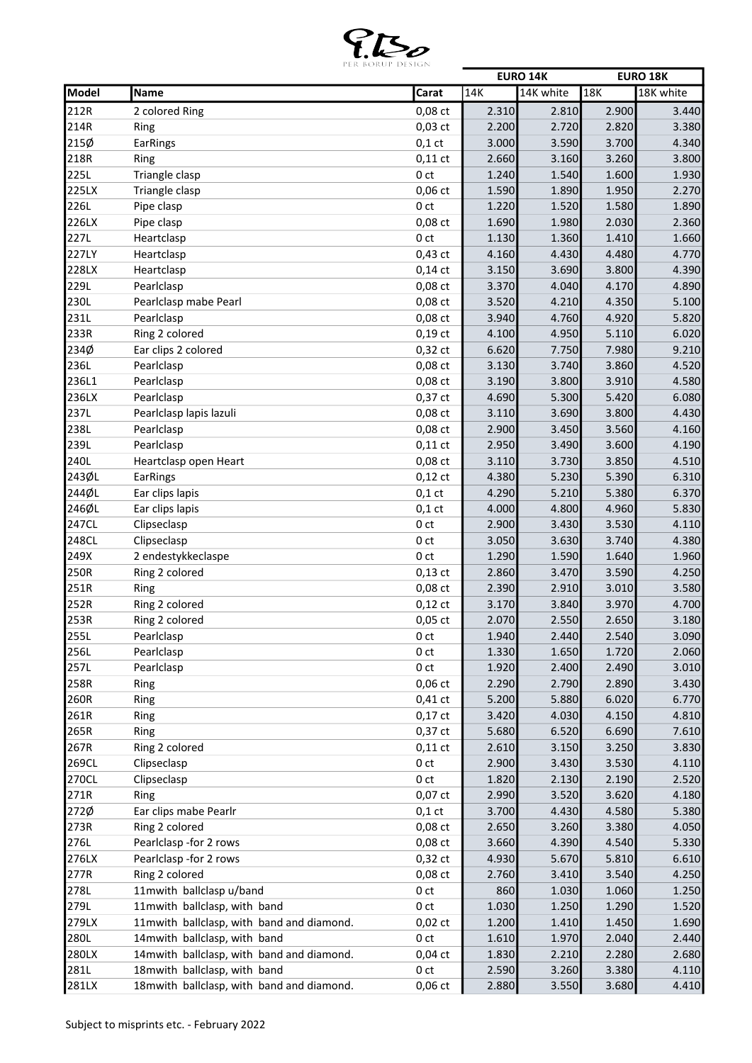| Model | Name | Carat | EURO 14K | | EURO 18K | |
|---|---|---|---|---|---|---|
| | | | 14K | 14K white | 18K | 18K white |
| 212R | 2 colored Ring | 0,08 ct | 2.310 | 2.810 | 2.900 | 3.440 |
| 214R | Ring | 0,03 ct | 2.200 | 2.720 | 2.820 | 3.380 |
| 215Ø | EarRings | 0,1 ct | 3.000 | 3.590 | 3.700 | 4.340 |
| 218R | Ring | 0,11 ct | 2.660 | 3.160 | 3.260 | 3.800 |
| 225L | Triangle clasp | 0 ct | 1.240 | 1.540 | 1.600 | 1.930 |
| 225LX | Triangle clasp | 0,06 ct | 1.590 | 1.890 | 1.950 | 2.270 |
| 226L | Pipe clasp | 0 ct | 1.220 | 1.520 | 1.580 | 1.890 |
| 226LX | Pipe clasp | 0,08 ct | 1.690 | 1.980 | 2.030 | 2.360 |
| 227L | Heartclasp | 0 ct | 1.130 | 1.360 | 1.410 | 1.660 |
| 227LY | Heartclasp | 0,43 ct | 4.160 | 4.430 | 4.480 | 4.770 |
| 228LX | Heartclasp | 0,14 ct | 3.150 | 3.690 | 3.800 | 4.390 |
| 229L | Pearlclasp | 0,08 ct | 3.370 | 4.040 | 4.170 | 4.890 |
| 230L | Pearlclasp mabe Pearl | 0,08 ct | 3.520 | 4.210 | 4.350 | 5.100 |
| 231L | Pearlclasp | 0,08 ct | 3.940 | 4.760 | 4.920 | 5.820 |
| 233R | Ring 2 colored | 0,19 ct | 4.100 | 4.950 | 5.110 | 6.020 |
| 234Ø | Ear clips 2 colored | 0,32 ct | 6.620 | 7.750 | 7.980 | 9.210 |
| 236L | Pearlclasp | 0,08 ct | 3.130 | 3.740 | 3.860 | 4.520 |
| 236L1 | Pearlclasp | 0,08 ct | 3.190 | 3.800 | 3.910 | 4.580 |
| 236LX | Pearlclasp | 0,37 ct | 4.690 | 5.300 | 5.420 | 6.080 |
| 237L | Pearlclasp lapis lazuli | 0,08 ct | 3.110 | 3.690 | 3.800 | 4.430 |
| 238L | Pearlclasp | 0,08 ct | 2.900 | 3.450 | 3.560 | 4.160 |
| 239L | Pearlclasp | 0,11 ct | 2.950 | 3.490 | 3.600 | 4.190 |
| 240L | Heartclasp open Heart | 0,08 ct | 3.110 | 3.730 | 3.850 | 4.510 |
| 243ØL | EarRings | 0,12 ct | 4.380 | 5.230 | 5.390 | 6.310 |
| 244ØL | Ear clips lapis | 0,1 ct | 4.290 | 5.210 | 5.380 | 6.370 |
| 246ØL | Ear clips lapis | 0,1 ct | 4.000 | 4.800 | 4.960 | 5.830 |
| 247CL | Clipseclasp | 0 ct | 2.900 | 3.430 | 3.530 | 4.110 |
| 248CL | Clipseclasp | 0 ct | 3.050 | 3.630 | 3.740 | 4.380 |
| 249X | 2 endestykkeclaspe | 0 ct | 1.290 | 1.590 | 1.640 | 1.960 |
| 250R | Ring 2 colored | 0,13 ct | 2.860 | 3.470 | 3.590 | 4.250 |
| 251R | Ring | 0,08 ct | 2.390 | 2.910 | 3.010 | 3.580 |
| 252R | Ring 2 colored | 0,12 ct | 3.170 | 3.840 | 3.970 | 4.700 |
| 253R | Ring 2 colored | 0,05 ct | 2.070 | 2.550 | 2.650 | 3.180 |
| 255L | Pearlclasp | 0 ct | 1.940 | 2.440 | 2.540 | 3.090 |
| 256L | Pearlclasp | 0 ct | 1.330 | 1.650 | 1.720 | 2.060 |
| 257L | Pearlclasp | 0 ct | 1.920 | 2.400 | 2.490 | 3.010 |
| 258R | Ring | 0,06 ct | 2.290 | 2.790 | 2.890 | 3.430 |
| 260R | Ring | 0,41 ct | 5.200 | 5.880 | 6.020 | 6.770 |
| 261R | Ring | 0,17 ct | 3.420 | 4.030 | 4.150 | 4.810 |
| 265R | Ring | 0,37 ct | 5.680 | 6.520 | 6.690 | 7.610 |
| 267R | Ring 2 colored | 0,11 ct | 2.610 | 3.150 | 3.250 | 3.830 |
| 269CL | Clipseclasp | 0 ct | 2.900 | 3.430 | 3.530 | 4.110 |
| 270CL | Clipseclasp | 0 ct | 1.820 | 2.130 | 2.190 | 2.520 |
| 271R | Ring | 0,07 ct | 2.990 | 3.520 | 3.620 | 4.180 |
| 272Ø | Ear clips mabe Pearlr | 0,1 ct | 3.700 | 4.430 | 4.580 | 5.380 |
| 273R | Ring 2 colored | 0,08 ct | 2.650 | 3.260 | 3.380 | 4.050 |
| 276L | Pearlclasp -for 2 rows | 0,08 ct | 3.660 | 4.390 | 4.540 | 5.330 |
| 276LX | Pearlclasp -for 2 rows | 0,32 ct | 4.930 | 5.670 | 5.810 | 6.610 |
| 277R | Ring 2 colored | 0,08 ct | 2.760 | 3.410 | 3.540 | 4.250 |
| 278L | 11mwith ballclasp u/band | 0 ct | 860 | 1.030 | 1.060 | 1.250 |
| 279L | 11mwith ballclasp, with band | 0 ct | 1.030 | 1.250 | 1.290 | 1.520 |
| 279LX | 11mwith ballclasp, with band and diamond. | 0,02 ct | 1.200 | 1.410 | 1.450 | 1.690 |
| 280L | 14mwith ballclasp, with band | 0 ct | 1.610 | 1.970 | 2.040 | 2.440 |
| 280LX | 14mwith ballclasp, with band and diamond. | 0,04 ct | 1.830 | 2.210 | 2.280 | 2.680 |
| 281L | 18mwith ballclasp, with band | 0 ct | 2.590 | 3.260 | 3.380 | 4.110 |
| 281LX | 18mwith ballclasp, with band and diamond. | 0,06 ct | 2.880 | 3.550 | 3.680 | 4.410 |

Subject to misprints etc. - February 2022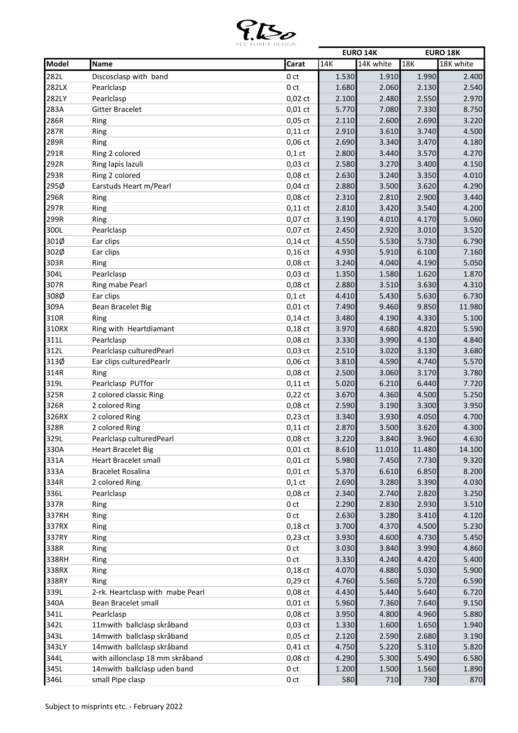| Model | Name | Carat | EURO 14K | | EURO 18K | |
|---|---|---|---|---|---|---|
| | | | 14K | 14K white | 18K | 18K white |
| 282L | Discosclasp with  band | 0 ct | 1.530 | 1.910 | 1.990 | 2.400 |
| 282LX | Pearlclasp | 0 ct | 1.680 | 2.060 | 2.130 | 2.540 |
| 282LY | Pearlclasp | 0,02 ct | 2.100 | 2.480 | 2.550 | 2.970 |
| 283A | Gitter Bracelet | 0,01 ct | 5.770 | 7.080 | 7.330 | 8.750 |
| 286R | Ring | 0,05 ct | 2.110 | 2.600 | 2.690 | 3.220 |
| 287R | Ring | 0,11 ct | 2.910 | 3.610 | 3.740 | 4.500 |
| 289R | Ring | 0,06 ct | 2.690 | 3.340 | 3.470 | 4.180 |
| 291R | Ring 2 colored | 0,1 ct | 2.800 | 3.440 | 3.570 | 4.270 |
| 292R | Ring lapis lazuli | 0,03 ct | 2.580 | 3.270 | 3.400 | 4.150 |
| 293R | Ring 2 colored | 0,08 ct | 2.630 | 3.240 | 3.350 | 4.010 |
| 295Ø | Earstuds Heart m/Pearl | 0,04 ct | 2.880 | 3.500 | 3.620 | 4.290 |
| 296R | Ring | 0,08 ct | 2.310 | 2.810 | 2.900 | 3.440 |
| 297R | Ring | 0,11 ct | 2.810 | 3.420 | 3.540 | 4.200 |
| 299R | Ring | 0,07 ct | 3.190 | 4.010 | 4.170 | 5.060 |
| 300L | Pearlclasp | 0,07 ct | 2.450 | 2.920 | 3.010 | 3.520 |
| 301Ø | Ear clips | 0,14 ct | 4.550 | 5.530 | 5.730 | 6.790 |
| 302Ø | Ear clips | 0,16 ct | 4.930 | 5.910 | 6.100 | 7.160 |
| 303R | Ring | 0,08 ct | 3.240 | 4.040 | 4.190 | 5.050 |
| 304L | Pearlclasp | 0,03 ct | 1.350 | 1.580 | 1.620 | 1.870 |
| 307R | Ring mabe Pearl | 0,08 ct | 2.880 | 3.510 | 3.630 | 4.310 |
| 308Ø | Ear clips | 0,1 ct | 4.410 | 5.430 | 5.630 | 6.730 |
| 309A | Bean Bracelet Big | 0,01 ct | 7.490 | 9.460 | 9.850 | 11.980 |
| 310R | Ring | 0,14 ct | 3.480 | 4.190 | 4.330 | 5.100 |
| 310RX | Ring with  Heartdiamant | 0,18 ct | 3.970 | 4.680 | 4.820 | 5.590 |
| 311L | Pearlclasp | 0,08 ct | 3.330 | 3.990 | 4.130 | 4.840 |
| 312L | Pearlclasp culturedPearl | 0,03 ct | 2.510 | 3.020 | 3.130 | 3.680 |
| 313Ø | Ear clips culturedPearlr | 0,06 ct | 3.810 | 4.590 | 4.740 | 5.570 |
| 314R | Ring | 0,08 ct | 2.500 | 3.060 | 3.170 | 3.780 |
| 319L | Pearlclasp  PUTfor | 0,11 ct | 5.020 | 6.210 | 6.440 | 7.720 |
| 325R | 2 colored classic Ring | 0,22 ct | 3.670 | 4.360 | 4.500 | 5.250 |
| 326R | 2 colored Ring | 0,08 ct | 2.590 | 3.190 | 3.300 | 3.950 |
| 326RX | 2 colored Ring | 0,23 ct | 3.340 | 3.930 | 4.050 | 4.700 |
| 328R | 2 colored Ring | 0,11 ct | 2.870 | 3.500 | 3.620 | 4.300 |
| 329L | Pearlclasp culturedPearl | 0,08 ct | 3.220 | 3.840 | 3.960 | 4.630 |
| 330A | Heart Bracelet Big | 0,01 ct | 8.610 | 11.010 | 11.480 | 14.100 |
| 331A | Heart Bracelet small | 0,01 ct | 5.980 | 7.450 | 7.730 | 9.320 |
| 333A | Bracelet Rosalina | 0,01 ct | 5.370 | 6.610 | 6.850 | 8.200 |
| 334R | 2 colored Ring | 0,1 ct | 2.690 | 3.280 | 3.390 | 4.030 |
| 336L | Pearlclasp | 0,08 ct | 2.340 | 2.740 | 2.820 | 3.250 |
| 337R | Ring | 0 ct | 2.290 | 2.830 | 2.930 | 3.510 |
| 337RH | Ring | 0 ct | 2.630 | 3.280 | 3.410 | 4.120 |
| 337RX | Ring | 0,18 ct | 3.700 | 4.370 | 4.500 | 5.230 |
| 337RY | Ring | 0,23 ct | 3.930 | 4.600 | 4.730 | 5.450 |
| 338R | Ring | 0 ct | 3.030 | 3.840 | 3.990 | 4.860 |
| 338RH | Ring | 0 ct | 3.330 | 4.240 | 4.420 | 5.400 |
| 338RX | Ring | 0,18 ct | 4.070 | 4.880 | 5.030 | 5.900 |
| 338RY | Ring | 0,29 ct | 4.760 | 5.560 | 5.720 | 6.590 |
| 339L | 2-rk. Heartclasp with  mabe Pearl | 0,08 ct | 4.430 | 5.440 | 5.640 | 6.720 |
| 340A | Bean Bracelet small | 0,01 ct | 5.960 | 7.360 | 7.640 | 9.150 |
| 341L | Pearlclasp | 0,08 ct | 3.950 | 4.800 | 4.960 | 5.880 |
| 342L | 11mwith  ballclasp skråband | 0,03 ct | 1.330 | 1.600 | 1.650 | 1.940 |
| 343L | 14mwith  ballclasp skråband | 0,05 ct | 2.120 | 2.590 | 2.680 | 3.190 |
| 343LY | 14mwith  ballclasp skråband | 0,41 ct | 4.750 | 5.220 | 5.310 | 5.820 |
| 344L | with aillonclasp 18 mm skråband | 0,08 ct | 4.290 | 5.300 | 5.490 | 6.580 |
| 345L | 14mwith  ballclasp uden band | 0 ct | 1.200 | 1.500 | 1.560 | 1.890 |
| 346L | small Pipe clasp | 0 ct | 580 | 710 | 730 | 870 |

Subject to misprints etc. - February 2022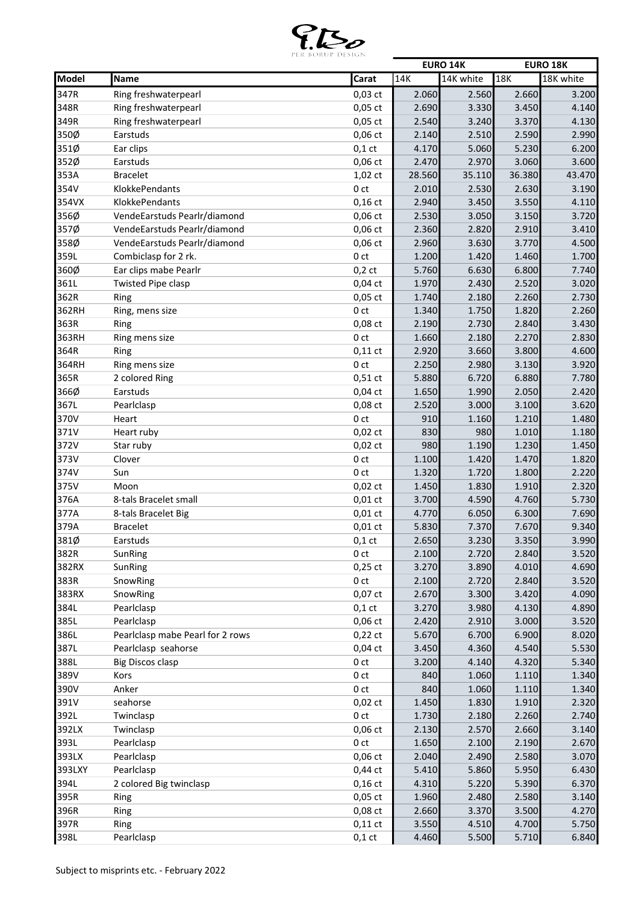| Model | Name | Carat | EURO 14K | | EURO 18K | |
|---|---|---|---|---|---|---|
| | | | 14K | 14K white | 18K | 18K white |
| 347R | Ring freshwaterpearl | 0,03 ct | 2.060 | 2.560 | 2.660 | 3.200 |
| 348R | Ring freshwaterpearl | 0,05 ct | 2.690 | 3.330 | 3.450 | 4.140 |
| 349R | Ring freshwaterpearl | 0,05 ct | 2.540 | 3.240 | 3.370 | 4.130 |
| 350Ø | Earstuds | 0,06 ct | 2.140 | 2.510 | 2.590 | 2.990 |
| 351Ø | Ear clips | 0,1 ct | 4.170 | 5.060 | 5.230 | 6.200 |
| 352Ø | Earstuds | 0,06 ct | 2.470 | 2.970 | 3.060 | 3.600 |
| 353A | Bracelet | 1,02 ct | 28.560 | 35.110 | 36.380 | 43.470 |
| 354V | KlokkePendants | 0 ct | 2.010 | 2.530 | 2.630 | 3.190 |
| 354VX | KlokkePendants | 0,16 ct | 2.940 | 3.450 | 3.550 | 4.110 |
| 356Ø | VendeEarstuds Pearlr/diamond | 0,06 ct | 2.530 | 3.050 | 3.150 | 3.720 |
| 357Ø | VendeEarstuds Pearlr/diamond | 0,06 ct | 2.360 | 2.820 | 2.910 | 3.410 |
| 358Ø | VendeEarstuds Pearlr/diamond | 0,06 ct | 2.960 | 3.630 | 3.770 | 4.500 |
| 359L | Combiclasp for 2 rk. | 0 ct | 1.200 | 1.420 | 1.460 | 1.700 |
| 360Ø | Ear clips mabe Pearlr | 0,2 ct | 5.760 | 6.630 | 6.800 | 7.740 |
| 361L | Twisted Pipe clasp | 0,04 ct | 1.970 | 2.430 | 2.520 | 3.020 |
| 362R | Ring | 0,05 ct | 1.740 | 2.180 | 2.260 | 2.730 |
| 362RH | Ring, mens size | 0 ct | 1.340 | 1.750 | 1.820 | 2.260 |
| 363R | Ring | 0,08 ct | 2.190 | 2.730 | 2.840 | 3.430 |
| 363RH | Ring mens size | 0 ct | 1.660 | 2.180 | 2.270 | 2.830 |
| 364R | Ring | 0,11 ct | 2.920 | 3.660 | 3.800 | 4.600 |
| 364RH | Ring mens size | 0 ct | 2.250 | 2.980 | 3.130 | 3.920 |
| 365R | 2 colored Ring | 0,51 ct | 5.880 | 6.720 | 6.880 | 7.780 |
| 366Ø | Earstuds | 0,04 ct | 1.650 | 1.990 | 2.050 | 2.420 |
| 367L | Pearlclasp | 0,08 ct | 2.520 | 3.000 | 3.100 | 3.620 |
| 370V | Heart | 0 ct | 910 | 1.160 | 1.210 | 1.480 |
| 371V | Heart ruby | 0,02 ct | 830 | 980 | 1.010 | 1.180 |
| 372V | Star ruby | 0,02 ct | 980 | 1.190 | 1.230 | 1.450 |
| 373V | Clover | 0 ct | 1.100 | 1.420 | 1.470 | 1.820 |
| 374V | Sun | 0 ct | 1.320 | 1.720 | 1.800 | 2.220 |
| 375V | Moon | 0,02 ct | 1.450 | 1.830 | 1.910 | 2.320 |
| 376A | 8-tals Bracelet small | 0,01 ct | 3.700 | 4.590 | 4.760 | 5.730 |
| 377A | 8-tals Bracelet Big | 0,01 ct | 4.770 | 6.050 | 6.300 | 7.690 |
| 379A | Bracelet | 0,01 ct | 5.830 | 7.370 | 7.670 | 9.340 |
| 381Ø | Earstuds | 0,1 ct | 2.650 | 3.230 | 3.350 | 3.990 |
| 382R | SunRing | 0 ct | 2.100 | 2.720 | 2.840 | 3.520 |
| 382RX | SunRing | 0,25 ct | 3.270 | 3.890 | 4.010 | 4.690 |
| 383R | SnowRing | 0 ct | 2.100 | 2.720 | 2.840 | 3.520 |
| 383RX | SnowRing | 0,07 ct | 2.670 | 3.300 | 3.420 | 4.090 |
| 384L | Pearlclasp | 0,1 ct | 3.270 | 3.980 | 4.130 | 4.890 |
| 385L | Pearlclasp | 0,06 ct | 2.420 | 2.910 | 3.000 | 3.520 |
| 386L | Pearlclasp mabe Pearl for 2 rows | 0,22 ct | 5.670 | 6.700 | 6.900 | 8.020 |
| 387L | Pearlclasp seahorse | 0,04 ct | 3.450 | 4.360 | 4.540 | 5.530 |
| 388L | Big Discos clasp | 0 ct | 3.200 | 4.140 | 4.320 | 5.340 |
| 389V | Kors | 0 ct | 840 | 1.060 | 1.110 | 1.340 |
| 390V | Anker | 0 ct | 840 | 1.060 | 1.110 | 1.340 |
| 391V | seahorse | 0,02 ct | 1.450 | 1.830 | 1.910 | 2.320 |
| 392L | Twinclasp | 0 ct | 1.730 | 2.180 | 2.260 | 2.740 |
| 392LX | Twinclasp | 0,06 ct | 2.130 | 2.570 | 2.660 | 3.140 |
| 393L | Pearlclasp | 0 ct | 1.650 | 2.100 | 2.190 | 2.670 |
| 393LX | Pearlclasp | 0,06 ct | 2.040 | 2.490 | 2.580 | 3.070 |
| 393LXY | Pearlclasp | 0,44 ct | 5.410 | 5.860 | 5.950 | 6.430 |
| 394L | 2 colored Big twinclasp | 0,16 ct | 4.310 | 5.220 | 5.390 | 6.370 |
| 395R | Ring | 0,05 ct | 1.960 | 2.480 | 2.580 | 3.140 |
| 396R | Ring | 0,08 ct | 2.660 | 3.370 | 3.500 | 4.270 |
| 397R | Ring | 0,11 ct | 3.550 | 4.510 | 4.700 | 5.750 |
| 398L | Pearlclasp | 0,1 ct | 4.460 | 5.500 | 5.710 | 6.840 |

Subject to misprints etc. - February 2022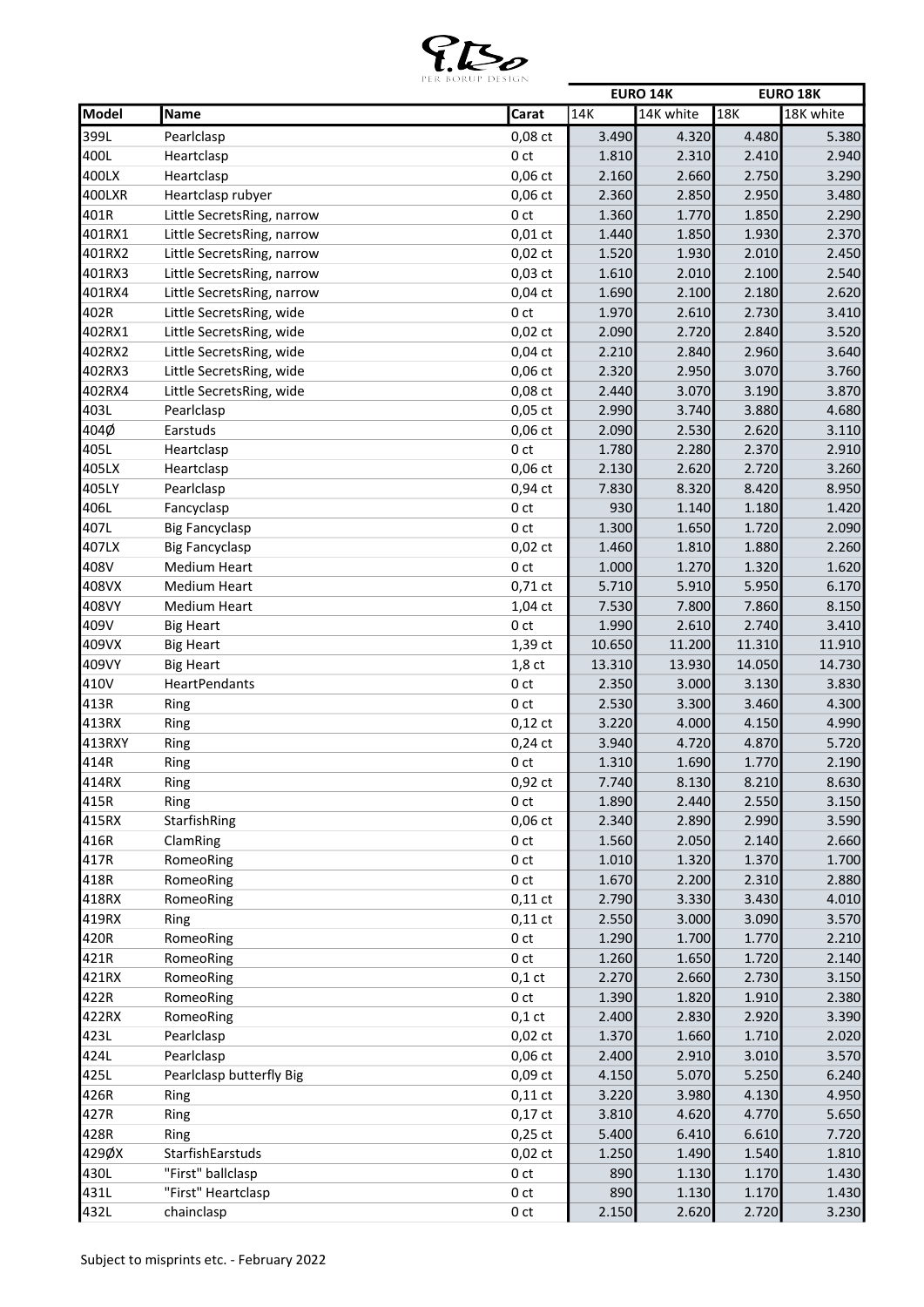PER BORUP DESIGN

| Model | Name | Carat | EURO 14K | | EURO 18K | |
|---|---|---|---|---|---|---|
| | | | 14K | 14K white | 18K | 18K white |
| 399L | Pearlclasp | 0,08 ct | 3.490 | 4.320 | 4.480 | 5.380 |
| 400L | Heartclasp | 0 ct | 1.810 | 2.310 | 2.410 | 2.940 |
| 400LX | Heartclasp | 0,06 ct | 2.160 | 2.660 | 2.750 | 3.290 |
| 400LXR | Heartclasp rubyer | 0,06 ct | 2.360 | 2.850 | 2.950 | 3.480 |
| 401R | Little SecretsRing, narrow | 0 ct | 1.360 | 1.770 | 1.850 | 2.290 |
| 401RX1 | Little SecretsRing, narrow | 0,01 ct | 1.440 | 1.850 | 1.930 | 2.370 |
| 401RX2 | Little SecretsRing, narrow | 0,02 ct | 1.520 | 1.930 | 2.010 | 2.450 |
| 401RX3 | Little SecretsRing, narrow | 0,03 ct | 1.610 | 2.010 | 2.100 | 2.540 |
| 401RX4 | Little SecretsRing, narrow | 0,04 ct | 1.690 | 2.100 | 2.180 | 2.620 |
| 402R | Little SecretsRing, wide | 0 ct | 1.970 | 2.610 | 2.730 | 3.410 |
| 402RX1 | Little SecretsRing, wide | 0,02 ct | 2.090 | 2.720 | 2.840 | 3.520 |
| 402RX2 | Little SecretsRing, wide | 0,04 ct | 2.210 | 2.840 | 2.960 | 3.640 |
| 402RX3 | Little SecretsRing, wide | 0,06 ct | 2.320 | 2.950 | 3.070 | 3.760 |
| 402RX4 | Little SecretsRing, wide | 0,08 ct | 2.440 | 3.070 | 3.190 | 3.870 |
| 403L | Pearlclasp | 0,05 ct | 2.990 | 3.740 | 3.880 | 4.680 |
| 404Ø | Earstuds | 0,06 ct | 2.090 | 2.530 | 2.620 | 3.110 |
| 405L | Heartclasp | 0 ct | 1.780 | 2.280 | 2.370 | 2.910 |
| 405LX | Heartclasp | 0,06 ct | 2.130 | 2.620 | 2.720 | 3.260 |
| 405LY | Pearlclasp | 0,94 ct | 7.830 | 8.320 | 8.420 | 8.950 |
| 406L | Fancyclasp | 0 ct | 930 | 1.140 | 1.180 | 1.420 |
| 407L | Big Fancyclasp | 0 ct | 1.300 | 1.650 | 1.720 | 2.090 |
| 407LX | Big Fancyclasp | 0,02 ct | 1.460 | 1.810 | 1.880 | 2.260 |
| 408V | Medium Heart | 0 ct | 1.000 | 1.270 | 1.320 | 1.620 |
| 408VX | Medium Heart | 0,71 ct | 5.710 | 5.910 | 5.950 | 6.170 |
| 408VY | Medium Heart | 1,04 ct | 7.530 | 7.800 | 7.860 | 8.150 |
| 409V | Big Heart | 0 ct | 1.990 | 2.610 | 2.740 | 3.410 |
| 409VX | Big Heart | 1,39 ct | 10.650 | 11.200 | 11.310 | 11.910 |
| 409VY | Big Heart | 1,8 ct | 13.310 | 13.930 | 14.050 | 14.730 |
| 410V | HeartPendants | 0 ct | 2.350 | 3.000 | 3.130 | 3.830 |
| 413R | Ring | 0 ct | 2.530 | 3.300 | 3.460 | 4.300 |
| 413RX | Ring | 0,12 ct | 3.220 | 4.000 | 4.150 | 4.990 |
| 413RXY | Ring | 0,24 ct | 3.940 | 4.720 | 4.870 | 5.720 |
| 414R | Ring | 0 ct | 1.310 | 1.690 | 1.770 | 2.190 |
| 414RX | Ring | 0,92 ct | 7.740 | 8.130 | 8.210 | 8.630 |
| 415R | Ring | 0 ct | 1.890 | 2.440 | 2.550 | 3.150 |
| 415RX | StarfishRing | 0,06 ct | 2.340 | 2.890 | 2.990 | 3.590 |
| 416R | ClamRing | 0 ct | 1.560 | 2.050 | 2.140 | 2.660 |
| 417R | RomeoRing | 0 ct | 1.010 | 1.320 | 1.370 | 1.700 |
| 418R | RomeoRing | 0 ct | 1.670 | 2.200 | 2.310 | 2.880 |
| 418RX | RomeoRing | 0,11 ct | 2.790 | 3.330 | 3.430 | 4.010 |
| 419RX | Ring | 0,11 ct | 2.550 | 3.000 | 3.090 | 3.570 |
| 420R | RomeoRing | 0 ct | 1.290 | 1.700 | 1.770 | 2.210 |
| 421R | RomeoRing | 0 ct | 1.260 | 1.650 | 1.720 | 2.140 |
| 421RX | RomeoRing | 0,1 ct | 2.270 | 2.660 | 2.730 | 3.150 |
| 422R | RomeoRing | 0 ct | 1.390 | 1.820 | 1.910 | 2.380 |
| 422RX | RomeoRing | 0,1 ct | 2.400 | 2.830 | 2.920 | 3.390 |
| 423L | Pearlclasp | 0,02 ct | 1.370 | 1.660 | 1.710 | 2.020 |
| 424L | Pearlclasp | 0,06 ct | 2.400 | 2.910 | 3.010 | 3.570 |
| 425L | Pearlclasp butterfly Big | 0,09 ct | 4.150 | 5.070 | 5.250 | 6.240 |
| 426R | Ring | 0,11 ct | 3.220 | 3.980 | 4.130 | 4.950 |
| 427R | Ring | 0,17 ct | 3.810 | 4.620 | 4.770 | 5.650 |
| 428R | Ring | 0,25 ct | 5.400 | 6.410 | 6.610 | 7.720 |
| 429ØX | StarfishEarstuds | 0,02 ct | 1.250 | 1.490 | 1.540 | 1.810 |
| 430L | "First" ballclasp | 0 ct | 890 | 1.130 | 1.170 | 1.430 |
| 431L | "First" Heartclasp | 0 ct | 890 | 1.130 | 1.170 | 1.430 |
| 432L | chainclasp | 0 ct | 2.150 | 2.620 | 2.720 | 3.230 |

Subject to misprints etc. - February 2022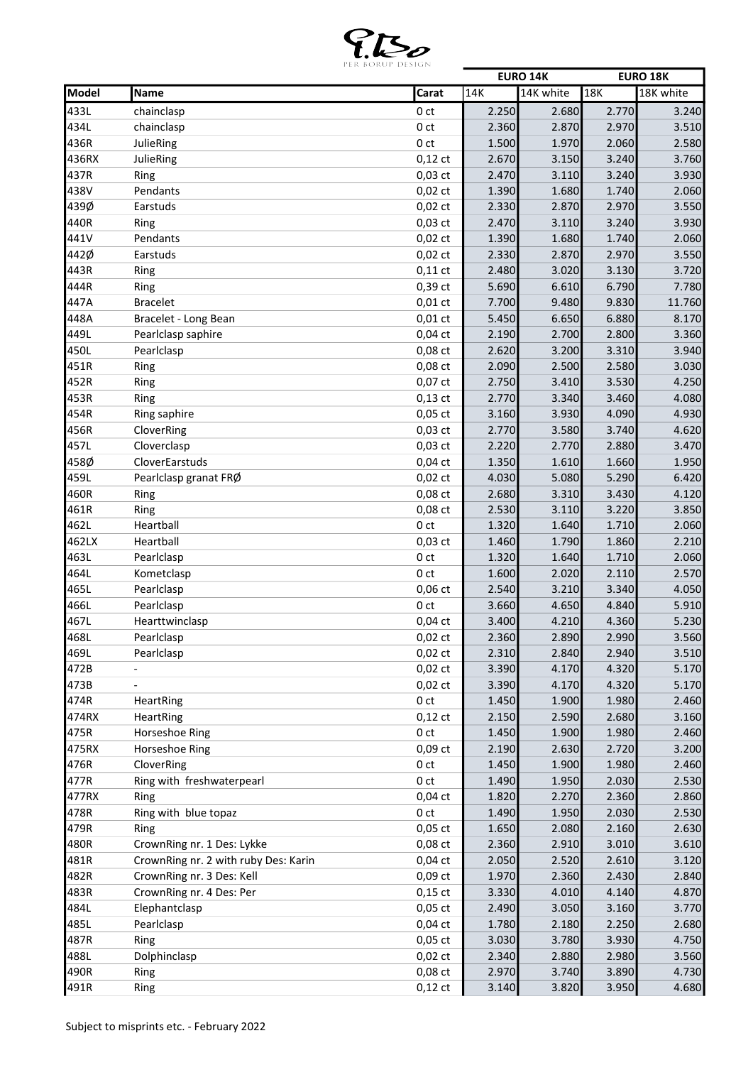| Model | Name | Carat | EURO 14K | | EURO 18K | |
|---|---|---|---|---|---|---|
| | | | 14K | 14K white | 18K | 18K white |
| 433L | chainclasp | 0 ct | 2.250 | 2.680 | 2.770 | 3.240 |
| 434L | chainclasp | 0 ct | 2.360 | 2.870 | 2.970 | 3.510 |
| 436R | JulieRing | 0 ct | 1.500 | 1.970 | 2.060 | 2.580 |
| 436RX | JulieRing | 0,12 ct | 2.670 | 3.150 | 3.240 | 3.760 |
| 437R | Ring | 0,03 ct | 2.470 | 3.110 | 3.240 | 3.930 |
| 438V | Pendants | 0,02 ct | 1.390 | 1.680 | 1.740 | 2.060 |
| 439Ø | Earstuds | 0,02 ct | 2.330 | 2.870 | 2.970 | 3.550 |
| 440R | Ring | 0,03 ct | 2.470 | 3.110 | 3.240 | 3.930 |
| 441V | Pendants | 0,02 ct | 1.390 | 1.680 | 1.740 | 2.060 |
| 442Ø | Earstuds | 0,02 ct | 2.330 | 2.870 | 2.970 | 3.550 |
| 443R | Ring | 0,11 ct | 2.480 | 3.020 | 3.130 | 3.720 |
| 444R | Ring | 0,39 ct | 5.690 | 6.610 | 6.790 | 7.780 |
| 447A | Bracelet | 0,01 ct | 7.700 | 9.480 | 9.830 | 11.760 |
| 448A | Bracelet - Long Bean | 0,01 ct | 5.450 | 6.650 | 6.880 | 8.170 |
| 449L | Pearlclasp saphire | 0,04 ct | 2.190 | 2.700 | 2.800 | 3.360 |
| 450L | Pearlclasp | 0,08 ct | 2.620 | 3.200 | 3.310 | 3.940 |
| 451R | Ring | 0,08 ct | 2.090 | 2.500 | 2.580 | 3.030 |
| 452R | Ring | 0,07 ct | 2.750 | 3.410 | 3.530 | 4.250 |
| 453R | Ring | 0,13 ct | 2.770 | 3.340 | 3.460 | 4.080 |
| 454R | Ring saphire | 0,05 ct | 3.160 | 3.930 | 4.090 | 4.930 |
| 456R | CloverRing | 0,03 ct | 2.770 | 3.580 | 3.740 | 4.620 |
| 457L | Cloverclasp | 0,03 ct | 2.220 | 2.770 | 2.880 | 3.470 |
| 458Ø | CloverEarstuds | 0,04 ct | 1.350 | 1.610 | 1.660 | 1.950 |
| 459L | Pearlclasp granat FRØ | 0,02 ct | 4.030 | 5.080 | 5.290 | 6.420 |
| 460R | Ring | 0,08 ct | 2.680 | 3.310 | 3.430 | 4.120 |
| 461R | Ring | 0,08 ct | 2.530 | 3.110 | 3.220 | 3.850 |
| 462L | Heartball | 0 ct | 1.320 | 1.640 | 1.710 | 2.060 |
| 462LX | Heartball | 0,03 ct | 1.460 | 1.790 | 1.860 | 2.210 |
| 463L | Pearlclasp | 0 ct | 1.320 | 1.640 | 1.710 | 2.060 |
| 464L | Kometclasp | 0 ct | 1.600 | 2.020 | 2.110 | 2.570 |
| 465L | Pearlclasp | 0,06 ct | 2.540 | 3.210 | 3.340 | 4.050 |
| 466L | Pearlclasp | 0 ct | 3.660 | 4.650 | 4.840 | 5.910 |
| 467L | Hearttwinclasp | 0,04 ct | 3.400 | 4.210 | 4.360 | 5.230 |
| 468L | Pearlclasp | 0,02 ct | 2.360 | 2.890 | 2.990 | 3.560 |
| 469L | Pearlclasp | 0,02 ct | 2.310 | 2.840 | 2.940 | 3.510 |
| 472B | - | 0,02 ct | 3.390 | 4.170 | 4.320 | 5.170 |
| 473B | - | 0,02 ct | 3.390 | 4.170 | 4.320 | 5.170 |
| 474R | HeartRing | 0 ct | 1.450 | 1.900 | 1.980 | 2.460 |
| 474RX | HeartRing | 0,12 ct | 2.150 | 2.590 | 2.680 | 3.160 |
| 475R | Horseshoe Ring | 0 ct | 1.450 | 1.900 | 1.980 | 2.460 |
| 475RX | Horseshoe Ring | 0,09 ct | 2.190 | 2.630 | 2.720 | 3.200 |
| 476R | CloverRing | 0 ct | 1.450 | 1.900 | 1.980 | 2.460 |
| 477R | Ring with freshwaterpearl | 0 ct | 1.490 | 1.950 | 2.030 | 2.530 |
| 477RX | Ring | 0,04 ct | 1.820 | 2.270 | 2.360 | 2.860 |
| 478R | Ring with blue topaz | 0 ct | 1.490 | 1.950 | 2.030 | 2.530 |
| 479R | Ring | 0,05 ct | 1.650 | 2.080 | 2.160 | 2.630 |
| 480R | CrownRing nr. 1 Des: Lykke | 0,08 ct | 2.360 | 2.910 | 3.010 | 3.610 |
| 481R | CrownRing nr. 2 with ruby Des: Karin | 0,04 ct | 2.050 | 2.520 | 2.610 | 3.120 |
| 482R | CrownRing nr. 3 Des: Kell | 0,09 ct | 1.970 | 2.360 | 2.430 | 2.840 |
| 483R | CrownRing nr. 4 Des: Per | 0,15 ct | 3.330 | 4.010 | 4.140 | 4.870 |
| 484L | Elephantclasp | 0,05 ct | 2.490 | 3.050 | 3.160 | 3.770 |
| 485L | Pearlclasp | 0,04 ct | 1.780 | 2.180 | 2.250 | 2.680 |
| 487R | Ring | 0,05 ct | 3.030 | 3.780 | 3.930 | 4.750 |
| 488L | Dolphinclasp | 0,02 ct | 2.340 | 2.880 | 2.980 | 3.560 |
| 490R | Ring | 0,08 ct | 2.970 | 3.740 | 3.890 | 4.730 |
| 491R | Ring | 0,12 ct | 3.140 | 3.820 | 3.950 | 4.680 |

Subject to misprints etc. - February 2022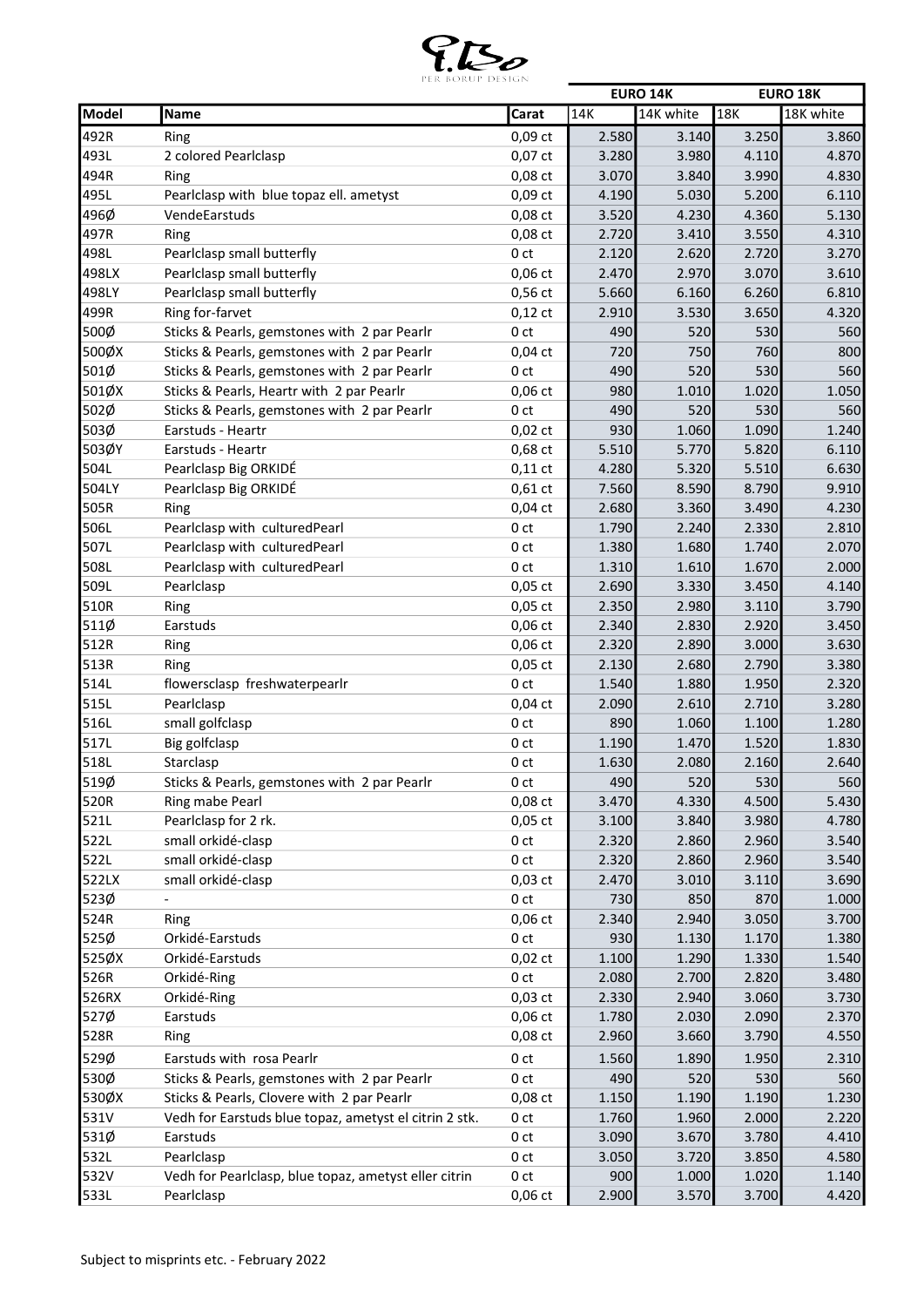| Model | Name | Carat | EURO 14K | | EURO 18K | |
|---|---|---|---|---|---|---|
| | | | 14K | 14K white | 18K | 18K white |
| 492R | Ring | 0,09 ct | 2.580 | 3.140 | 3.250 | 3.860 |
| 493L | 2 colored Pearlclasp | 0,07 ct | 3.280 | 3.980 | 4.110 | 4.870 |
| 494R | Ring | 0,08 ct | 3.070 | 3.840 | 3.990 | 4.830 |
| 495L | Pearlclasp with blue topaz ell. ametyst | 0,09 ct | 4.190 | 5.030 | 5.200 | 6.110 |
| 496Ø | VendeEarstuds | 0,08 ct | 3.520 | 4.230 | 4.360 | 5.130 |
| 497R | Ring | 0,08 ct | 2.720 | 3.410 | 3.550 | 4.310 |
| 498L | Pearlclasp small butterfly | 0 ct | 2.120 | 2.620 | 2.720 | 3.270 |
| 498LX | Pearlclasp small butterfly | 0,06 ct | 2.470 | 2.970 | 3.070 | 3.610 |
| 498LY | Pearlclasp small butterfly | 0,56 ct | 5.660 | 6.160 | 6.260 | 6.810 |
| 499R | Ring for-farvet | 0,12 ct | 2.910 | 3.530 | 3.650 | 4.320 |
| 500Ø | Sticks & Pearls, gemstones with 2 par Pearlr | 0 ct | 490 | 520 | 530 | 560 |
| 500ØX | Sticks & Pearls, gemstones with 2 par Pearlr | 0,04 ct | 720 | 750 | 760 | 800 |
| 501Ø | Sticks & Pearls, gemstones with 2 par Pearlr | 0 ct | 490 | 520 | 530 | 560 |
| 501ØX | Sticks & Pearls, Heartr with 2 par Pearlr | 0,06 ct | 980 | 1.010 | 1.020 | 1.050 |
| 502Ø | Sticks & Pearls, gemstones with 2 par Pearlr | 0 ct | 490 | 520 | 530 | 560 |
| 503Ø | Earstuds - Heartr | 0,02 ct | 930 | 1.060 | 1.090 | 1.240 |
| 503ØY | Earstuds - Heartr | 0,68 ct | 5.510 | 5.770 | 5.820 | 6.110 |
| 504L | Pearlclasp Big ORKIDÉ | 0,11 ct | 4.280 | 5.320 | 5.510 | 6.630 |
| 504LY | Pearlclasp Big ORKIDÉ | 0,61 ct | 7.560 | 8.590 | 8.790 | 9.910 |
| 505R | Ring | 0,04 ct | 2.680 | 3.360 | 3.490 | 4.230 |
| 506L | Pearlclasp with culturedPearl | 0 ct | 1.790 | 2.240 | 2.330 | 2.810 |
| 507L | Pearlclasp with culturedPearl | 0 ct | 1.380 | 1.680 | 1.740 | 2.070 |
| 508L | Pearlclasp with culturedPearl | 0 ct | 1.310 | 1.610 | 1.670 | 2.000 |
| 509L | Pearlclasp | 0,05 ct | 2.690 | 3.330 | 3.450 | 4.140 |
| 510R | Ring | 0,05 ct | 2.350 | 2.980 | 3.110 | 3.790 |
| 511Ø | Earstuds | 0,06 ct | 2.340 | 2.830 | 2.920 | 3.450 |
| 512R | Ring | 0,06 ct | 2.320 | 2.890 | 3.000 | 3.630 |
| 513R | Ring | 0,05 ct | 2.130 | 2.680 | 2.790 | 3.380 |
| 514L | flowersclasp freshwaterpearlr | 0 ct | 1.540 | 1.880 | 1.950 | 2.320 |
| 515L | Pearlclasp | 0,04 ct | 2.090 | 2.610 | 2.710 | 3.280 |
| 516L | small golfclasp | 0 ct | 890 | 1.060 | 1.100 | 1.280 |
| 517L | Big golfclasp | 0 ct | 1.190 | 1.470 | 1.520 | 1.830 |
| 518L | Starclasp | 0 ct | 1.630 | 2.080 | 2.160 | 2.640 |
| 519Ø | Sticks & Pearls, gemstones with 2 par Pearlr | 0 ct | 490 | 520 | 530 | 560 |
| 520R | Ring mabe Pearl | 0,08 ct | 3.470 | 4.330 | 4.500 | 5.430 |
| 521L | Pearlclasp for 2 rk. | 0,05 ct | 3.100 | 3.840 | 3.980 | 4.780 |
| 522L | small orkidé-clasp | 0 ct | 2.320 | 2.860 | 2.960 | 3.540 |
| 522L | small orkidé-clasp | 0 ct | 2.320 | 2.860 | 2.960 | 3.540 |
| 522LX | small orkidé-clasp | 0,03 ct | 2.470 | 3.010 | 3.110 | 3.690 |
| 523Ø | - | 0 ct | 730 | 850 | 870 | 1.000 |
| 524R | Ring | 0,06 ct | 2.340 | 2.940 | 3.050 | 3.700 |
| 525Ø | Orkidé-Earstuds | 0 ct | 930 | 1.130 | 1.170 | 1.380 |
| 525ØX | Orkidé-Earstuds | 0,02 ct | 1.100 | 1.290 | 1.330 | 1.540 |
| 526R | Orkidé-Ring | 0 ct | 2.080 | 2.700 | 2.820 | 3.480 |
| 526RX | Orkidé-Ring | 0,03 ct | 2.330 | 2.940 | 3.060 | 3.730 |
| 527Ø | Earstuds | 0,06 ct | 1.780 | 2.030 | 2.090 | 2.370 |
| 528R | Ring | 0,08 ct | 2.960 | 3.660 | 3.790 | 4.550 |
| 529Ø | Earstuds with rosa Pearlr | 0 ct | 1.560 | 1.890 | 1.950 | 2.310 |
| 530Ø | Sticks & Pearls, gemstones with 2 par Pearlr | 0 ct | 490 | 520 | 530 | 560 |
| 530ØX | Sticks & Pearls, Clovere with 2 par Pearlr | 0,08 ct | 1.150 | 1.190 | 1.190 | 1.230 |
| 531V | Vedh for Earstuds blue topaz, ametyst el citrin 2 stk. | 0 ct | 1.760 | 1.960 | 2.000 | 2.220 |
| 531Ø | Earstuds | 0 ct | 3.090 | 3.670 | 3.780 | 4.410 |
| 532L | Pearlclasp | 0 ct | 3.050 | 3.720 | 3.850 | 4.580 |
| 532V | Vedh for Pearlclasp, blue topaz, ametyst eller citrin | 0 ct | 900 | 1.000 | 1.020 | 1.140 |
| 533L | Pearlclasp | 0,06 ct | 2.900 | 3.570 | 3.700 | 4.420 |

Subject to misprints etc. - February 2022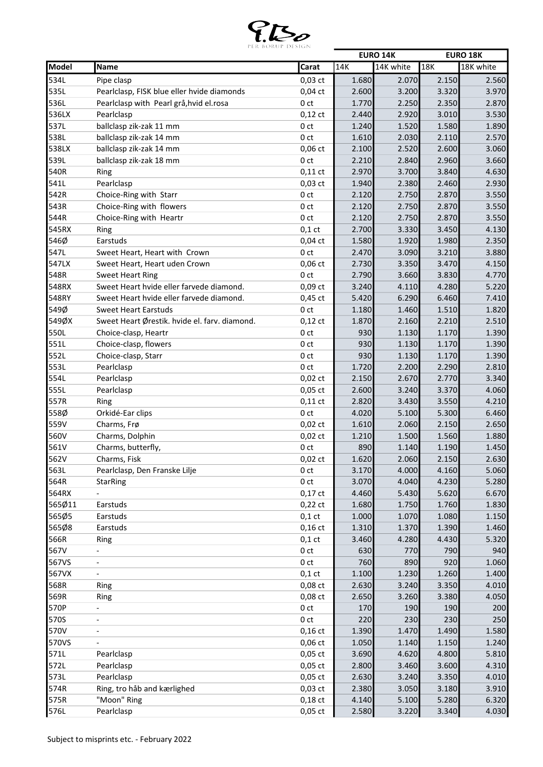PER BORUP DESIGN

| Model | Name | Carat | EURO 14K | | EURO 18K | |
|---|---|---|---|---|---|---|
| | | | 14K | 14K white | 18K | 18K white |
| 534L | Pipe clasp | 0,03 ct | 1.680 | 2.070 | 2.150 | 2.560 |
| 535L | Pearlclasp, FISK blue eller hvide diamonds | 0,04 ct | 2.600 | 3.200 | 3.320 | 3.970 |
| 536L | Pearlclasp with Pearl grå,hvid el.rosa | 0 ct | 1.770 | 2.250 | 2.350 | 2.870 |
| 536LX | Pearlclasp | 0,12 ct | 2.440 | 2.920 | 3.010 | 3.530 |
| 537L | ballclasp zik-zak 11 mm | 0 ct | 1.240 | 1.520 | 1.580 | 1.890 |
| 538L | ballclasp zik-zak 14 mm | 0 ct | 1.610 | 2.030 | 2.110 | 2.570 |
| 538LX | ballclasp zik-zak 14 mm | 0,06 ct | 2.100 | 2.520 | 2.600 | 3.060 |
| 539L | ballclasp zik-zak 18 mm | 0 ct | 2.210 | 2.840 | 2.960 | 3.660 |
| 540R | Ring | 0,11 ct | 2.970 | 3.700 | 3.840 | 4.630 |
| 541L | Pearlclasp | 0,03 ct | 1.940 | 2.380 | 2.460 | 2.930 |
| 542R | Choice-Ring with Starr | 0 ct | 2.120 | 2.750 | 2.870 | 3.550 |
| 543R | Choice-Ring with flowers | 0 ct | 2.120 | 2.750 | 2.870 | 3.550 |
| 544R | Choice-Ring with Heartr | 0 ct | 2.120 | 2.750 | 2.870 | 3.550 |
| 545RX | Ring | 0,1 ct | 2.700 | 3.330 | 3.450 | 4.130 |
| 546Ø | Earstuds | 0,04 ct | 1.580 | 1.920 | 1.980 | 2.350 |
| 547L | Sweet Heart, Heart with Crown | 0 ct | 2.470 | 3.090 | 3.210 | 3.880 |
| 547LX | Sweet Heart, Heart uden Crown | 0,06 ct | 2.730 | 3.350 | 3.470 | 4.150 |
| 548R | Sweet Heart Ring | 0 ct | 2.790 | 3.660 | 3.830 | 4.770 |
| 548RX | Sweet Heart hvide eller farvede diamond. | 0,09 ct | 3.240 | 4.110 | 4.280 | 5.220 |
| 548RY | Sweet Heart hvide eller farvede diamond. | 0,45 ct | 5.420 | 6.290 | 6.460 | 7.410 |
| 549Ø | Sweet Heart Earstuds | 0 ct | 1.180 | 1.460 | 1.510 | 1.820 |
| 549ØX | Sweet Heart Ørestik. hvide el. farv. diamond. | 0,12 ct | 1.870 | 2.160 | 2.210 | 2.510 |
| 550L | Choice-clasp, Heartr | 0 ct | 930 | 1.130 | 1.170 | 1.390 |
| 551L | Choice-clasp, flowers | 0 ct | 930 | 1.130 | 1.170 | 1.390 |
| 552L | Choice-clasp, Starr | 0 ct | 930 | 1.130 | 1.170 | 1.390 |
| 553L | Pearlclasp | 0 ct | 1.720 | 2.200 | 2.290 | 2.810 |
| 554L | Pearlclasp | 0,02 ct | 2.150 | 2.670 | 2.770 | 3.340 |
| 555L | Pearlclasp | 0,05 ct | 2.600 | 3.240 | 3.370 | 4.060 |
| 557R | Ring | 0,11 ct | 2.820 | 3.430 | 3.550 | 4.210 |
| 558Ø | Orkidé-Ear clips | 0 ct | 4.020 | 5.100 | 5.300 | 6.460 |
| 559V | Charms, Frø | 0,02 ct | 1.610 | 2.060 | 2.150 | 2.650 |
| 560V | Charms, Dolphin | 0,02 ct | 1.210 | 1.500 | 1.560 | 1.880 |
| 561V | Charms, butterfly, | 0 ct | 890 | 1.140 | 1.190 | 1.450 |
| 562V | Charms, Fisk | 0,02 ct | 1.620 | 2.060 | 2.150 | 2.630 |
| 563L | Pearlclasp, Den Franske Lilje | 0 ct | 3.170 | 4.000 | 4.160 | 5.060 |
| 564R | StarRing | 0 ct | 3.070 | 4.040 | 4.230 | 5.280 |
| 564RX | - | 0,17 ct | 4.460 | 5.430 | 5.620 | 6.670 |
| 565Ø11 | Earstuds | 0,22 ct | 1.680 | 1.750 | 1.760 | 1.830 |
| 565Ø5 | Earstuds | 0,1 ct | 1.000 | 1.070 | 1.080 | 1.150 |
| 565Ø8 | Earstuds | 0,16 ct | 1.310 | 1.370 | 1.390 | 1.460 |
| 566R | Ring | 0,1 ct | 3.460 | 4.280 | 4.430 | 5.320 |
| 567V | - | 0 ct | 630 | 770 | 790 | 940 |
| 567VS | - | 0 ct | 760 | 890 | 920 | 1.060 |
| 567VX | - | 0,1 ct | 1.100 | 1.230 | 1.260 | 1.400 |
| 568R | Ring | 0,08 ct | 2.630 | 3.240 | 3.350 | 4.010 |
| 569R | Ring | 0,08 ct | 2.650 | 3.260 | 3.380 | 4.050 |
| 570P | - | 0 ct | 170 | 190 | 190 | 200 |
| 570S | - | 0 ct | 220 | 230 | 230 | 250 |
| 570V | - | 0,16 ct | 1.390 | 1.470 | 1.490 | 1.580 |
| 570VS | - | 0,06 ct | 1.050 | 1.140 | 1.150 | 1.240 |
| 571L | Pearlclasp | 0,05 ct | 3.690 | 4.620 | 4.800 | 5.810 |
| 572L | Pearlclasp | 0,05 ct | 2.800 | 3.460 | 3.600 | 4.310 |
| 573L | Pearlclasp | 0,05 ct | 2.630 | 3.240 | 3.350 | 4.010 |
| 574R | Ring, tro håb and kærlighed | 0,03 ct | 2.380 | 3.050 | 3.180 | 3.910 |
| 575R | "Moon" Ring | 0,18 ct | 4.140 | 5.100 | 5.280 | 6.320 |
| 576L | Pearlclasp | 0,05 ct | 2.580 | 3.220 | 3.340 | 4.030 |

Subject to misprints etc. - February 2022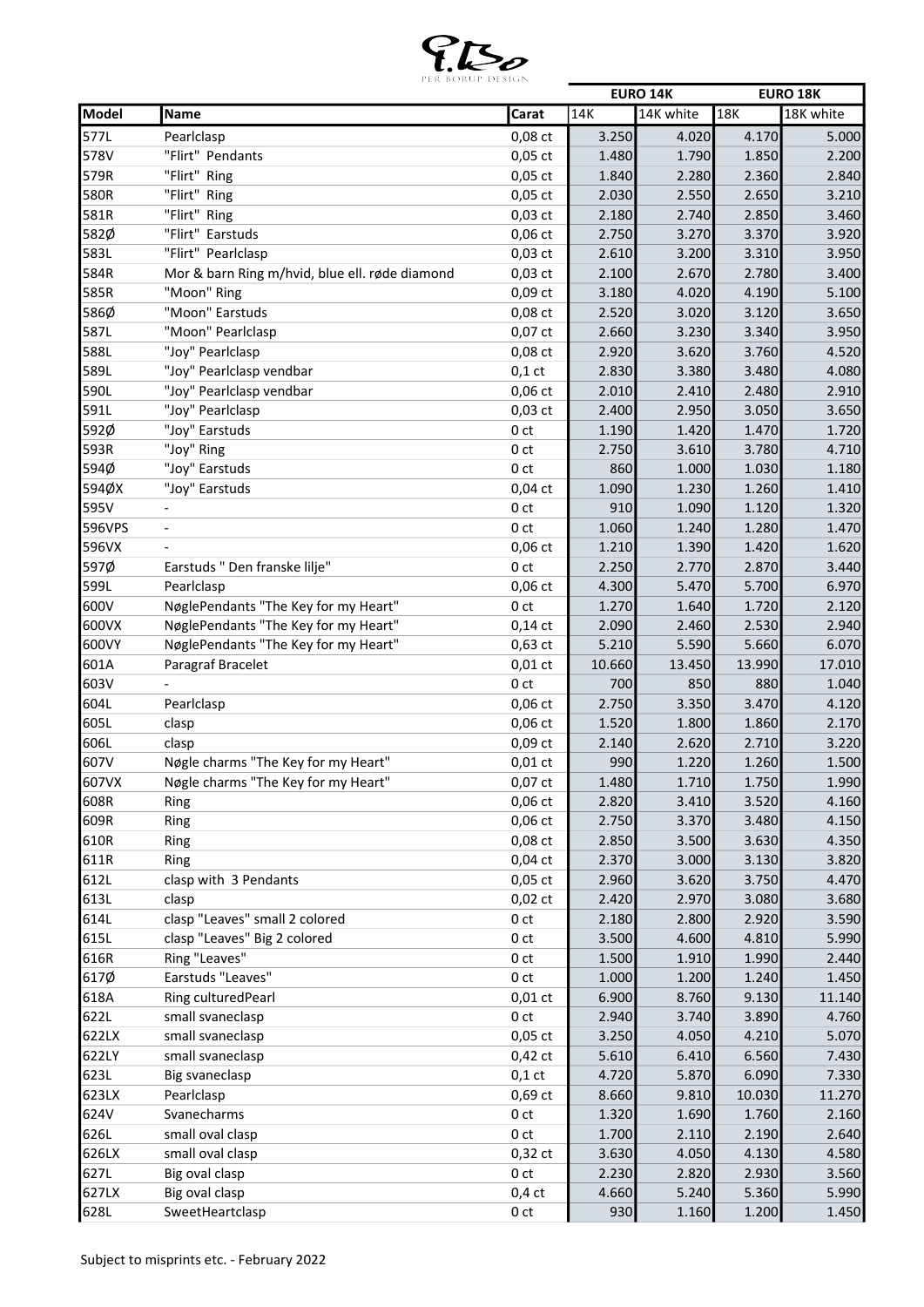PER BORUP DESIGN

| Model | Name | Carat | EURO 14K | | EURO 18K | |
|---|---|---|---|---|---|---|
| | | | 14K | 14K white | 18K | 18K white |
| 577L | Pearlclasp | 0,08 ct | 3.250 | 4.020 | 4.170 | 5.000 |
| 578V | "Flirt" Pendants | 0,05 ct | 1.480 | 1.790 | 1.850 | 2.200 |
| 579R | "Flirt" Ring | 0,05 ct | 1.840 | 2.280 | 2.360 | 2.840 |
| 580R | "Flirt" Ring | 0,05 ct | 2.030 | 2.550 | 2.650 | 3.210 |
| 581R | "Flirt" Ring | 0,03 ct | 2.180 | 2.740 | 2.850 | 3.460 |
| 582Ø | "Flirt" Earstuds | 0,06 ct | 2.750 | 3.270 | 3.370 | 3.920 |
| 583L | "Flirt" Pearlclasp | 0,03 ct | 2.610 | 3.200 | 3.310 | 3.950 |
| 584R | Mor & barn Ring m/hvid, blue ell. røde diamond | 0,03 ct | 2.100 | 2.670 | 2.780 | 3.400 |
| 585R | "Moon" Ring | 0,09 ct | 3.180 | 4.020 | 4.190 | 5.100 |
| 586Ø | "Moon" Earstuds | 0,08 ct | 2.520 | 3.020 | 3.120 | 3.650 |
| 587L | "Moon" Pearlclasp | 0,07 ct | 2.660 | 3.230 | 3.340 | 3.950 |
| 588L | "Joy" Pearlclasp | 0,08 ct | 2.920 | 3.620 | 3.760 | 4.520 |
| 589L | "Joy" Pearlclasp vendbar | 0,1 ct | 2.830 | 3.380 | 3.480 | 4.080 |
| 590L | "Joy" Pearlclasp vendbar | 0,06 ct | 2.010 | 2.410 | 2.480 | 2.910 |
| 591L | "Joy" Pearlclasp | 0,03 ct | 2.400 | 2.950 | 3.050 | 3.650 |
| 592Ø | "Joy" Earstuds | 0 ct | 1.190 | 1.420 | 1.470 | 1.720 |
| 593R | "Joy" Ring | 0 ct | 2.750 | 3.610 | 3.780 | 4.710 |
| 594Ø | "Joy" Earstuds | 0 ct | 860 | 1.000 | 1.030 | 1.180 |
| 594ØX | "Joy" Earstuds | 0,04 ct | 1.090 | 1.230 | 1.260 | 1.410 |
| 595V | - | 0 ct | 910 | 1.090 | 1.120 | 1.320 |
| 596VPS | - | 0 ct | 1.060 | 1.240 | 1.280 | 1.470 |
| 596VX | - | 0,06 ct | 1.210 | 1.390 | 1.420 | 1.620 |
| 597Ø | Earstuds " Den franske lilje" | 0 ct | 2.250 | 2.770 | 2.870 | 3.440 |
| 599L | Pearlclasp | 0,06 ct | 4.300 | 5.470 | 5.700 | 6.970 |
| 600V | NøglePendants "The Key for my Heart" | 0 ct | 1.270 | 1.640 | 1.720 | 2.120 |
| 600VX | NøglePendants "The Key for my Heart" | 0,14 ct | 2.090 | 2.460 | 2.530 | 2.940 |
| 600VY | NøglePendants "The Key for my Heart" | 0,63 ct | 5.210 | 5.590 | 5.660 | 6.070 |
| 601A | Paragraf Bracelet | 0,01 ct | 10.660 | 13.450 | 13.990 | 17.010 |
| 603V | - | 0 ct | 700 | 850 | 880 | 1.040 |
| 604L | Pearlclasp | 0,06 ct | 2.750 | 3.350 | 3.470 | 4.120 |
| 605L | clasp | 0,06 ct | 1.520 | 1.800 | 1.860 | 2.170 |
| 606L | clasp | 0,09 ct | 2.140 | 2.620 | 2.710 | 3.220 |
| 607V | Nøgle charms "The Key for my Heart" | 0,01 ct | 990 | 1.220 | 1.260 | 1.500 |
| 607VX | Nøgle charms "The Key for my Heart" | 0,07 ct | 1.480 | 1.710 | 1.750 | 1.990 |
| 608R | Ring | 0,06 ct | 2.820 | 3.410 | 3.520 | 4.160 |
| 609R | Ring | 0,06 ct | 2.750 | 3.370 | 3.480 | 4.150 |
| 610R | Ring | 0,08 ct | 2.850 | 3.500 | 3.630 | 4.350 |
| 611R | Ring | 0,04 ct | 2.370 | 3.000 | 3.130 | 3.820 |
| 612L | clasp with 3 Pendants | 0,05 ct | 2.960 | 3.620 | 3.750 | 4.470 |
| 613L | clasp | 0,02 ct | 2.420 | 2.970 | 3.080 | 3.680 |
| 614L | clasp "Leaves" small 2 colored | 0 ct | 2.180 | 2.800 | 2.920 | 3.590 |
| 615L | clasp "Leaves" Big 2 colored | 0 ct | 3.500 | 4.600 | 4.810 | 5.990 |
| 616R | Ring "Leaves" | 0 ct | 1.500 | 1.910 | 1.990 | 2.440 |
| 617Ø | Earstuds "Leaves" | 0 ct | 1.000 | 1.200 | 1.240 | 1.450 |
| 618A | Ring culturedPearl | 0,01 ct | 6.900 | 8.760 | 9.130 | 11.140 |
| 622L | small svaneclasp | 0 ct | 2.940 | 3.740 | 3.890 | 4.760 |
| 622LX | small svaneclasp | 0,05 ct | 3.250 | 4.050 | 4.210 | 5.070 |
| 622LY | small svaneclasp | 0,42 ct | 5.610 | 6.410 | 6.560 | 7.430 |
| 623L | Big svaneclasp | 0,1 ct | 4.720 | 5.870 | 6.090 | 7.330 |
| 623LX | Pearlclasp | 0,69 ct | 8.660 | 9.810 | 10.030 | 11.270 |
| 624V | Svanecharms | 0 ct | 1.320 | 1.690 | 1.760 | 2.160 |
| 626L | small oval clasp | 0 ct | 1.700 | 2.110 | 2.190 | 2.640 |
| 626LX | small oval clasp | 0,32 ct | 3.630 | 4.050 | 4.130 | 4.580 |
| 627L | Big oval clasp | 0 ct | 2.230 | 2.820 | 2.930 | 3.560 |
| 627LX | Big oval clasp | 0,4 ct | 4.660 | 5.240 | 5.360 | 5.990 |
| 628L | SweetHeartclasp | 0 ct | 930 | 1.160 | 1.200 | 1.450 |

Subject to misprints etc. - February 2022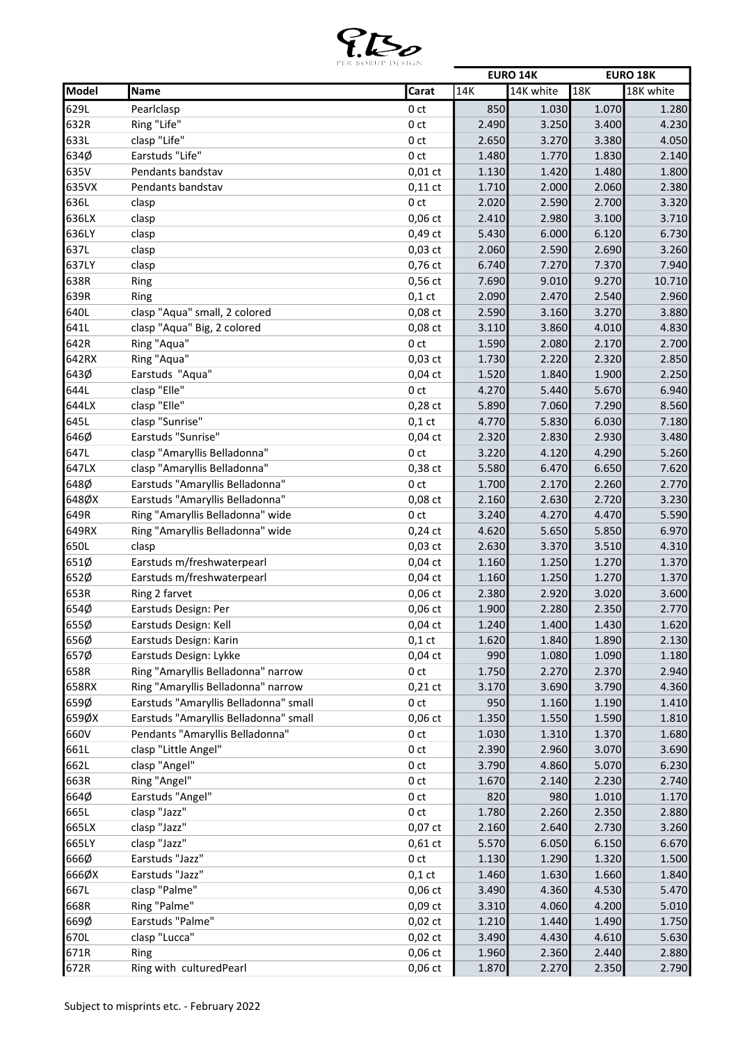| | | | EURO 14K | | EURO 18K | |
|---|---|---|---|---|---|---|
| **Model** | **Name** | **Carat** | 14K | 14K white | 18K | 18K white |
| 629L | Pearlclasp | 0 ct | 850 | 1.030 | 1.070 | 1.280 |
| 632R | Ring "Life" | 0 ct | 2.490 | 3.250 | 3.400 | 4.230 |
| 633L | clasp "Life" | 0 ct | 2.650 | 3.270 | 3.380 | 4.050 |
| 634Ø | Earstuds "Life" | 0 ct | 1.480 | 1.770 | 1.830 | 2.140 |
| 635V | Pendants bandstav | 0,01 ct | 1.130 | 1.420 | 1.480 | 1.800 |
| 635VX | Pendants bandstav | 0,11 ct | 1.710 | 2.000 | 2.060 | 2.380 |
| 636L | clasp | 0 ct | 2.020 | 2.590 | 2.700 | 3.320 |
| 636LX | clasp | 0,06 ct | 2.410 | 2.980 | 3.100 | 3.710 |
| 636LY | clasp | 0,49 ct | 5.430 | 6.000 | 6.120 | 6.730 |
| 637L | clasp | 0,03 ct | 2.060 | 2.590 | 2.690 | 3.260 |
| 637LY | clasp | 0,76 ct | 6.740 | 7.270 | 7.370 | 7.940 |
| 638R | Ring | 0,56 ct | 7.690 | 9.010 | 9.270 | 10.710 |
| 639R | Ring | 0,1 ct | 2.090 | 2.470 | 2.540 | 2.960 |
| 640L | clasp "Aqua" small, 2 colored | 0,08 ct | 2.590 | 3.160 | 3.270 | 3.880 |
| 641L | clasp "Aqua" Big, 2 colored | 0,08 ct | 3.110 | 3.860 | 4.010 | 4.830 |
| 642R | Ring "Aqua" | 0 ct | 1.590 | 2.080 | 2.170 | 2.700 |
| 642RX | Ring "Aqua" | 0,03 ct | 1.730 | 2.220 | 2.320 | 2.850 |
| 643Ø | Earstuds "Aqua" | 0,04 ct | 1.520 | 1.840 | 1.900 | 2.250 |
| 644L | clasp "Elle" | 0 ct | 4.270 | 5.440 | 5.670 | 6.940 |
| 644LX | clasp "Elle" | 0,28 ct | 5.890 | 7.060 | 7.290 | 8.560 |
| 645L | clasp "Sunrise" | 0,1 ct | 4.770 | 5.830 | 6.030 | 7.180 |
| 646Ø | Earstuds "Sunrise" | 0,04 ct | 2.320 | 2.830 | 2.930 | 3.480 |
| 647L | clasp "Amaryllis Belladonna" | 0 ct | 3.220 | 4.120 | 4.290 | 5.260 |
| 647LX | clasp "Amaryllis Belladonna" | 0,38 ct | 5.580 | 6.470 | 6.650 | 7.620 |
| 648Ø | Earstuds "Amaryllis Belladonna" | 0 ct | 1.700 | 2.170 | 2.260 | 2.770 |
| 648ØX | Earstuds "Amaryllis Belladonna" | 0,08 ct | 2.160 | 2.630 | 2.720 | 3.230 |
| 649R | Ring "Amaryllis Belladonna" wide | 0 ct | 3.240 | 4.270 | 4.470 | 5.590 |
| 649RX | Ring "Amaryllis Belladonna" wide | 0,24 ct | 4.620 | 5.650 | 5.850 | 6.970 |
| 650L | clasp | 0,03 ct | 2.630 | 3.370 | 3.510 | 4.310 |
| 651Ø | Earstuds m/freshwaterpearl | 0,04 ct | 1.160 | 1.250 | 1.270 | 1.370 |
| 652Ø | Earstuds m/freshwaterpearl | 0,04 ct | 1.160 | 1.250 | 1.270 | 1.370 |
| 653R | Ring 2 farvet | 0,06 ct | 2.380 | 2.920 | 3.020 | 3.600 |
| 654Ø | Earstuds Design: Per | 0,06 ct | 1.900 | 2.280 | 2.350 | 2.770 |
| 655Ø | Earstuds Design: Kell | 0,04 ct | 1.240 | 1.400 | 1.430 | 1.620 |
| 656Ø | Earstuds Design: Karin | 0,1 ct | 1.620 | 1.840 | 1.890 | 2.130 |
| 657Ø | Earstuds Design: Lykke | 0,04 ct | 990 | 1.080 | 1.090 | 1.180 |
| 658R | Ring "Amaryllis Belladonna" narrow | 0 ct | 1.750 | 2.270 | 2.370 | 2.940 |
| 658RX | Ring "Amaryllis Belladonna" narrow | 0,21 ct | 3.170 | 3.690 | 3.790 | 4.360 |
| 659Ø | Earstuds "Amaryllis Belladonna" small | 0 ct | 950 | 1.160 | 1.190 | 1.410 |
| 659ØX | Earstuds "Amaryllis Belladonna" small | 0,06 ct | 1.350 | 1.550 | 1.590 | 1.810 |
| 660V | Pendants "Amaryllis Belladonna" | 0 ct | 1.030 | 1.310 | 1.370 | 1.680 |
| 661L | clasp "Little Angel" | 0 ct | 2.390 | 2.960 | 3.070 | 3.690 |
| 662L | clasp "Angel" | 0 ct | 3.790 | 4.860 | 5.070 | 6.230 |
| 663R | Ring "Angel" | 0 ct | 1.670 | 2.140 | 2.230 | 2.740 |
| 664Ø | Earstuds "Angel" | 0 ct | 820 | 980 | 1.010 | 1.170 |
| 665L | clasp "Jazz" | 0 ct | 1.780 | 2.260 | 2.350 | 2.880 |
| 665LX | clasp "Jazz" | 0,07 ct | 2.160 | 2.640 | 2.730 | 3.260 |
| 665LY | clasp "Jazz" | 0,61 ct | 5.570 | 6.050 | 6.150 | 6.670 |
| 666Ø | Earstuds "Jazz" | 0 ct | 1.130 | 1.290 | 1.320 | 1.500 |
| 666ØX | Earstuds "Jazz" | 0,1 ct | 1.460 | 1.630 | 1.660 | 1.840 |
| 667L | clasp "Palme" | 0,06 ct | 3.490 | 4.360 | 4.530 | 5.470 |
| 668R | Ring "Palme" | 0,09 ct | 3.310 | 4.060 | 4.200 | 5.010 |
| 669Ø | Earstuds "Palme" | 0,02 ct | 1.210 | 1.440 | 1.490 | 1.750 |
| 670L | clasp "Lucca" | 0,02 ct | 3.490 | 4.430 | 4.610 | 5.630 |
| 671R | Ring | 0,06 ct | 1.960 | 2.360 | 2.440 | 2.880 |
| 672R | Ring with culturedPearl | 0,06 ct | 1.870 | 2.270 | 2.350 | 2.790 |

Subject to misprints etc. - February 2022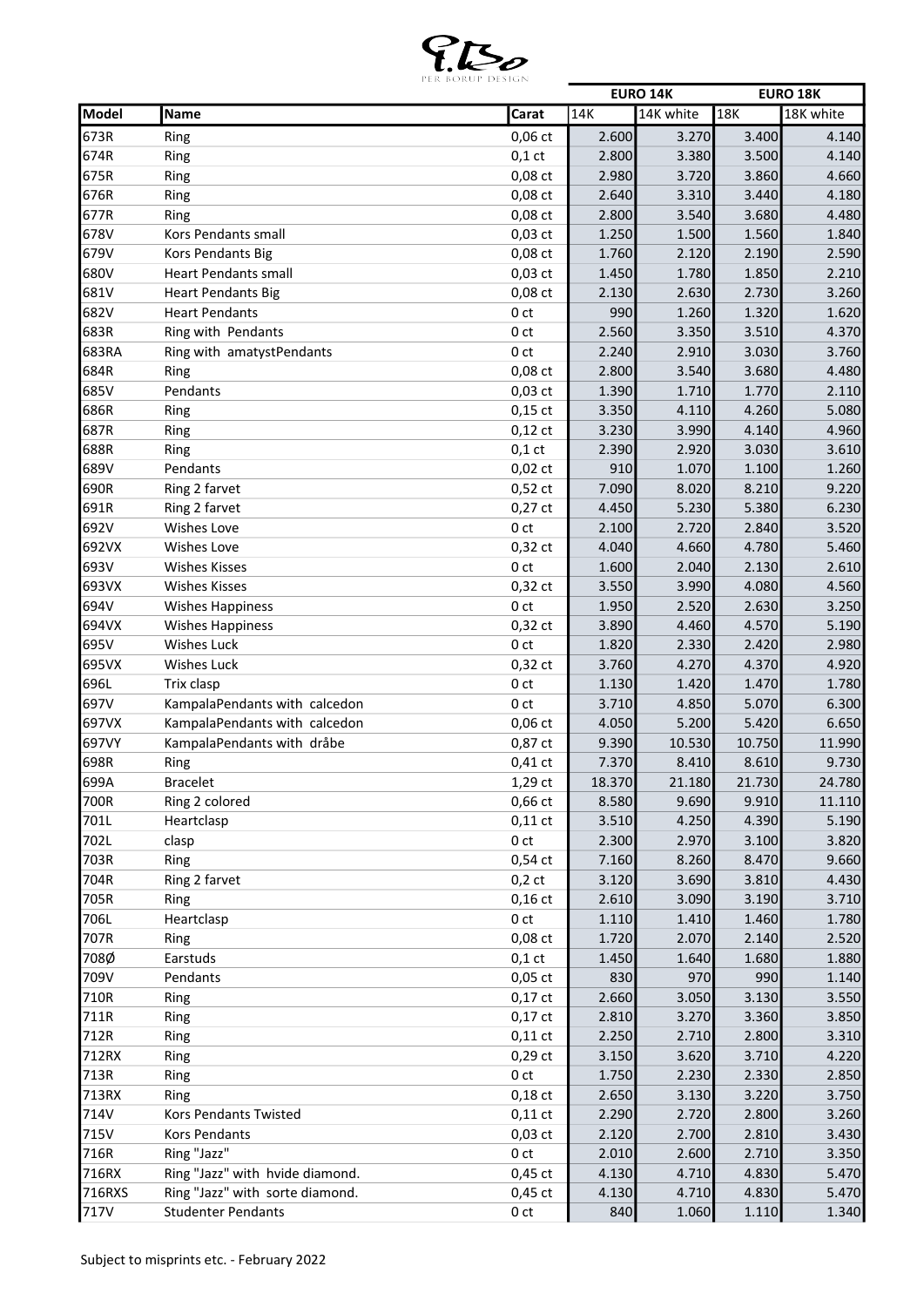| | | | EURO 14K | | EURO 18K | |
|---|---|---|---|---|---|---|
| **Model** | **Name** | **Carat** | 14K | 14K white | 18K | 18K white |
| 673R | Ring | 0,06 ct | 2.600 | 3.270 | 3.400 | 4.140 |
| 674R | Ring | 0,1 ct | 2.800 | 3.380 | 3.500 | 4.140 |
| 675R | Ring | 0,08 ct | 2.980 | 3.720 | 3.860 | 4.660 |
| 676R | Ring | 0,08 ct | 2.640 | 3.310 | 3.440 | 4.180 |
| 677R | Ring | 0,08 ct | 2.800 | 3.540 | 3.680 | 4.480 |
| 678V | Kors Pendants small | 0,03 ct | 1.250 | 1.500 | 1.560 | 1.840 |
| 679V | Kors Pendants Big | 0,08 ct | 1.760 | 2.120 | 2.190 | 2.590 |
| 680V | Heart Pendants small | 0,03 ct | 1.450 | 1.780 | 1.850 | 2.210 |
| 681V | Heart Pendants Big | 0,08 ct | 2.130 | 2.630 | 2.730 | 3.260 |
| 682V | Heart Pendants | 0 ct | 990 | 1.260 | 1.320 | 1.620 |
| 683R | Ring with Pendants | 0 ct | 2.560 | 3.350 | 3.510 | 4.370 |
| 683RA | Ring with amatystPendants | 0 ct | 2.240 | 2.910 | 3.030 | 3.760 |
| 684R | Ring | 0,08 ct | 2.800 | 3.540 | 3.680 | 4.480 |
| 685V | Pendants | 0,03 ct | 1.390 | 1.710 | 1.770 | 2.110 |
| 686R | Ring | 0,15 ct | 3.350 | 4.110 | 4.260 | 5.080 |
| 687R | Ring | 0,12 ct | 3.230 | 3.990 | 4.140 | 4.960 |
| 688R | Ring | 0,1 ct | 2.390 | 2.920 | 3.030 | 3.610 |
| 689V | Pendants | 0,02 ct | 910 | 1.070 | 1.100 | 1.260 |
| 690R | Ring 2 farvet | 0,52 ct | 7.090 | 8.020 | 8.210 | 9.220 |
| 691R | Ring 2 farvet | 0,27 ct | 4.450 | 5.230 | 5.380 | 6.230 |
| 692V | Wishes Love | 0 ct | 2.100 | 2.720 | 2.840 | 3.520 |
| 692VX | Wishes Love | 0,32 ct | 4.040 | 4.660 | 4.780 | 5.460 |
| 693V | Wishes Kisses | 0 ct | 1.600 | 2.040 | 2.130 | 2.610 |
| 693VX | Wishes Kisses | 0,32 ct | 3.550 | 3.990 | 4.080 | 4.560 |
| 694V | Wishes Happiness | 0 ct | 1.950 | 2.520 | 2.630 | 3.250 |
| 694VX | Wishes Happiness | 0,32 ct | 3.890 | 4.460 | 4.570 | 5.190 |
| 695V | Wishes Luck | 0 ct | 1.820 | 2.330 | 2.420 | 2.980 |
| 695VX | Wishes Luck | 0,32 ct | 3.760 | 4.270 | 4.370 | 4.920 |
| 696L | Trix clasp | 0 ct | 1.130 | 1.420 | 1.470 | 1.780 |
| 697V | KampalaPendants with calcedon | 0 ct | 3.710 | 4.850 | 5.070 | 6.300 |
| 697VX | KampalaPendants with calcedon | 0,06 ct | 4.050 | 5.200 | 5.420 | 6.650 |
| 697VY | KampalaPendants with dråbe | 0,87 ct | 9.390 | 10.530 | 10.750 | 11.990 |
| 698R | Ring | 0,41 ct | 7.370 | 8.410 | 8.610 | 9.730 |
| 699A | Bracelet | 1,29 ct | 18.370 | 21.180 | 21.730 | 24.780 |
| 700R | Ring 2 colored | 0,66 ct | 8.580 | 9.690 | 9.910 | 11.110 |
| 701L | Heartclasp | 0,11 ct | 3.510 | 4.250 | 4.390 | 5.190 |
| 702L | clasp | 0 ct | 2.300 | 2.970 | 3.100 | 3.820 |
| 703R | Ring | 0,54 ct | 7.160 | 8.260 | 8.470 | 9.660 |
| 704R | Ring 2 farvet | 0,2 ct | 3.120 | 3.690 | 3.810 | 4.430 |
| 705R | Ring | 0,16 ct | 2.610 | 3.090 | 3.190 | 3.710 |
| 706L | Heartclasp | 0 ct | 1.110 | 1.410 | 1.460 | 1.780 |
| 707R | Ring | 0,08 ct | 1.720 | 2.070 | 2.140 | 2.520 |
| 708Ø | Earstuds | 0,1 ct | 1.450 | 1.640 | 1.680 | 1.880 |
| 709V | Pendants | 0,05 ct | 830 | 970 | 990 | 1.140 |
| 710R | Ring | 0,17 ct | 2.660 | 3.050 | 3.130 | 3.550 |
| 711R | Ring | 0,17 ct | 2.810 | 3.270 | 3.360 | 3.850 |
| 712R | Ring | 0,11 ct | 2.250 | 2.710 | 2.800 | 3.310 |
| 712RX | Ring | 0,29 ct | 3.150 | 3.620 | 3.710 | 4.220 |
| 713R | Ring | 0 ct | 1.750 | 2.230 | 2.330 | 2.850 |
| 713RX | Ring | 0,18 ct | 2.650 | 3.130 | 3.220 | 3.750 |
| 714V | Kors Pendants Twisted | 0,11 ct | 2.290 | 2.720 | 2.800 | 3.260 |
| 715V | Kors Pendants | 0,03 ct | 2.120 | 2.700 | 2.810 | 3.430 |
| 716R | Ring "Jazz" | 0 ct | 2.010 | 2.600 | 2.710 | 3.350 |
| 716RX | Ring "Jazz" with hvide diamond. | 0,45 ct | 4.130 | 4.710 | 4.830 | 5.470 |
| 716RXS | Ring "Jazz" with sorte diamond. | 0,45 ct | 4.130 | 4.710 | 4.830 | 5.470 |
| 717V | Studenter Pendants | 0 ct | 840 | 1.060 | 1.110 | 1.340 |

Subject to misprints etc. - February 2022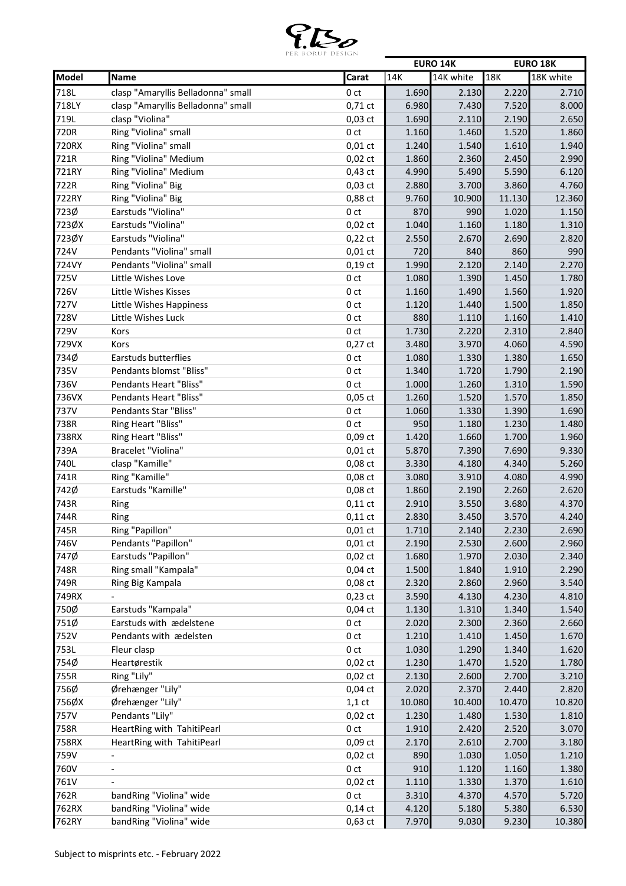| Model | Name | Carat | EURO 14K | | EURO 18K | |
|---|---|---|---|---|---|---|
| | | | 14K | 14K white | 18K | 18K white |
| 718L | clasp "Amaryllis Belladonna" small | 0 ct | 1.690 | 2.130 | 2.220 | 2.710 |
| 718LY | clasp "Amaryllis Belladonna" small | 0,71 ct | 6.980 | 7.430 | 7.520 | 8.000 |
| 719L | clasp "Violina" | 0,03 ct | 1.690 | 2.110 | 2.190 | 2.650 |
| 720R | Ring "Violina" small | 0 ct | 1.160 | 1.460 | 1.520 | 1.860 |
| 720RX | Ring "Violina" small | 0,01 ct | 1.240 | 1.540 | 1.610 | 1.940 |
| 721R | Ring "Violina" Medium | 0,02 ct | 1.860 | 2.360 | 2.450 | 2.990 |
| 721RY | Ring "Violina" Medium | 0,43 ct | 4.990 | 5.490 | 5.590 | 6.120 |
| 722R | Ring "Violina" Big | 0,03 ct | 2.880 | 3.700 | 3.860 | 4.760 |
| 722RY | Ring "Violina" Big | 0,88 ct | 9.760 | 10.900 | 11.130 | 12.360 |
| 723Ø | Earstuds "Violina" | 0 ct | 870 | 990 | 1.020 | 1.150 |
| 723ØX | Earstuds "Violina" | 0,02 ct | 1.040 | 1.160 | 1.180 | 1.310 |
| 723ØY | Earstuds "Violina" | 0,22 ct | 2.550 | 2.670 | 2.690 | 2.820 |
| 724V | Pendants "Violina" small | 0,01 ct | 720 | 840 | 860 | 990 |
| 724VY | Pendants "Violina" small | 0,19 ct | 1.990 | 2.120 | 2.140 | 2.270 |
| 725V | Little Wishes Love | 0 ct | 1.080 | 1.390 | 1.450 | 1.780 |
| 726V | Little Wishes Kisses | 0 ct | 1.160 | 1.490 | 1.560 | 1.920 |
| 727V | Little Wishes Happiness | 0 ct | 1.120 | 1.440 | 1.500 | 1.850 |
| 728V | Little Wishes Luck | 0 ct | 880 | 1.110 | 1.160 | 1.410 |
| 729V | Kors | 0 ct | 1.730 | 2.220 | 2.310 | 2.840 |
| 729VX | Kors | 0,27 ct | 3.480 | 3.970 | 4.060 | 4.590 |
| 734Ø | Earstuds butterflies | 0 ct | 1.080 | 1.330 | 1.380 | 1.650 |
| 735V | Pendants blomst "Bliss" | 0 ct | 1.340 | 1.720 | 1.790 | 2.190 |
| 736V | Pendants Heart "Bliss" | 0 ct | 1.000 | 1.260 | 1.310 | 1.590 |
| 736VX | Pendants Heart "Bliss" | 0,05 ct | 1.260 | 1.520 | 1.570 | 1.850 |
| 737V | Pendants Star "Bliss" | 0 ct | 1.060 | 1.330 | 1.390 | 1.690 |
| 738R | Ring Heart "Bliss" | 0 ct | 950 | 1.180 | 1.230 | 1.480 |
| 738RX | Ring Heart "Bliss" | 0,09 ct | 1.420 | 1.660 | 1.700 | 1.960 |
| 739A | Bracelet "Violina" | 0,01 ct | 5.870 | 7.390 | 7.690 | 9.330 |
| 740L | clasp "Kamille" | 0,08 ct | 3.330 | 4.180 | 4.340 | 5.260 |
| 741R | Ring "Kamille" | 0,08 ct | 3.080 | 3.910 | 4.080 | 4.990 |
| 742Ø | Earstuds "Kamille" | 0,08 ct | 1.860 | 2.190 | 2.260 | 2.620 |
| 743R | Ring | 0,11 ct | 2.910 | 3.550 | 3.680 | 4.370 |
| 744R | Ring | 0,11 ct | 2.830 | 3.450 | 3.570 | 4.240 |
| 745R | Ring "Papillon" | 0,01 ct | 1.710 | 2.140 | 2.230 | 2.690 |
| 746V | Pendants "Papillon" | 0,01 ct | 2.190 | 2.530 | 2.600 | 2.960 |
| 747Ø | Earstuds "Papillon" | 0,02 ct | 1.680 | 1.970 | 2.030 | 2.340 |
| 748R | Ring small "Kampala" | 0,04 ct | 1.500 | 1.840 | 1.910 | 2.290 |
| 749R | Ring Big Kampala | 0,08 ct | 2.320 | 2.860 | 2.960 | 3.540 |
| 749RX | - | 0,23 ct | 3.590 | 4.130 | 4.230 | 4.810 |
| 750Ø | Earstuds "Kampala" | 0,04 ct | 1.130 | 1.310 | 1.340 | 1.540 |
| 751Ø | Earstuds with ædelstene | 0 ct | 2.020 | 2.300 | 2.360 | 2.660 |
| 752V | Pendants with ædelsten | 0 ct | 1.210 | 1.410 | 1.450 | 1.670 |
| 753L | Fleur clasp | 0 ct | 1.030 | 1.290 | 1.340 | 1.620 |
| 754Ø | Heartørestik | 0,02 ct | 1.230 | 1.470 | 1.520 | 1.780 |
| 755R | Ring "Lily" | 0,02 ct | 2.130 | 2.600 | 2.700 | 3.210 |
| 756Ø | Ørehænger "Lily" | 0,04 ct | 2.020 | 2.370 | 2.440 | 2.820 |
| 756ØX | Ørehænger "Lily" | 1,1 ct | 10.080 | 10.400 | 10.470 | 10.820 |
| 757V | Pendants "Lily" | 0,02 ct | 1.230 | 1.480 | 1.530 | 1.810 |
| 758R | HeartRing with TahitiPearl | 0 ct | 1.910 | 2.420 | 2.520 | 3.070 |
| 758RX | HeartRing with TahitiPearl | 0,09 ct | 2.170 | 2.610 | 2.700 | 3.180 |
| 759V | - | 0,02 ct | 890 | 1.030 | 1.050 | 1.210 |
| 760V | - | 0 ct | 910 | 1.120 | 1.160 | 1.380 |
| 761V | - | 0,02 ct | 1.110 | 1.330 | 1.370 | 1.610 |
| 762R | bandRing "Violina" wide | 0 ct | 3.310 | 4.370 | 4.570 | 5.720 |
| 762RX | bandRing "Violina" wide | 0,14 ct | 4.120 | 5.180 | 5.380 | 6.530 |
| 762RY | bandRing "Violina" wide | 0,63 ct | 7.970 | 9.030 | 9.230 | 10.380 |

Subject to misprints etc. - February 2022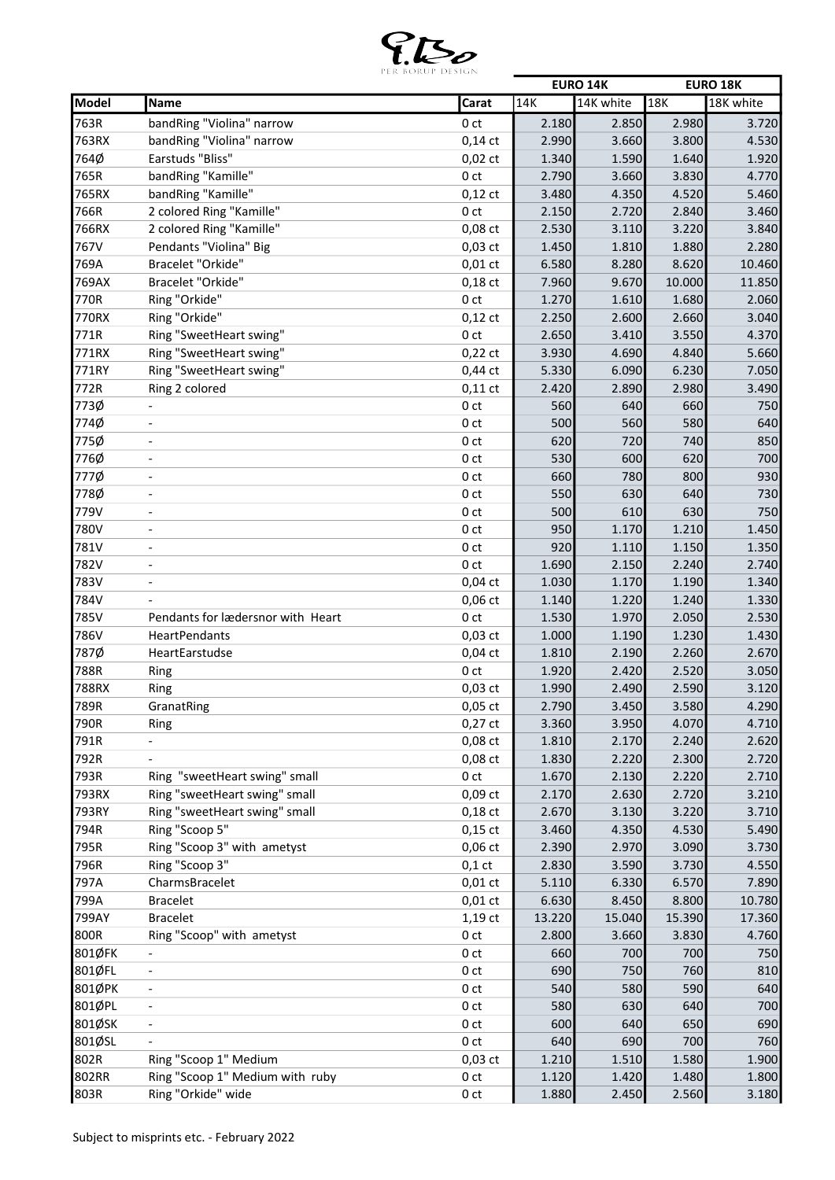PER BORUP DESIGN

| Model | Name | Carat | EURO 14K | | EURO 18K | |
|---|---|---|---|---|---|---|
| | | | 14K | 14K white | 18K | 18K white |
| 763R | bandRing "Violina" narrow | 0 ct | 2.180 | 2.850 | 2.980 | 3.720 |
| 763RX | bandRing "Violina" narrow | 0,14 ct | 2.990 | 3.660 | 3.800 | 4.530 |
| 764Ø | Earstuds "Bliss" | 0,02 ct | 1.340 | 1.590 | 1.640 | 1.920 |
| 765R | bandRing "Kamille" | 0 ct | 2.790 | 3.660 | 3.830 | 4.770 |
| 765RX | bandRing "Kamille" | 0,12 ct | 3.480 | 4.350 | 4.520 | 5.460 |
| 766R | 2 colored Ring "Kamille" | 0 ct | 2.150 | 2.720 | 2.840 | 3.460 |
| 766RX | 2 colored Ring "Kamille" | 0,08 ct | 2.530 | 3.110 | 3.220 | 3.840 |
| 767V | Pendants "Violina" Big | 0,03 ct | 1.450 | 1.810 | 1.880 | 2.280 |
| 769A | Bracelet "Orkide" | 0,01 ct | 6.580 | 8.280 | 8.620 | 10.460 |
| 769AX | Bracelet "Orkide" | 0,18 ct | 7.960 | 9.670 | 10.000 | 11.850 |
| 770R | Ring "Orkide" | 0 ct | 1.270 | 1.610 | 1.680 | 2.060 |
| 770RX | Ring "Orkide" | 0,12 ct | 2.250 | 2.600 | 2.660 | 3.040 |
| 771R | Ring "SweetHeart swing" | 0 ct | 2.650 | 3.410 | 3.550 | 4.370 |
| 771RX | Ring "SweetHeart swing" | 0,22 ct | 3.930 | 4.690 | 4.840 | 5.660 |
| 771RY | Ring "SweetHeart swing" | 0,44 ct | 5.330 | 6.090 | 6.230 | 7.050 |
| 772R | Ring 2 colored | 0,11 ct | 2.420 | 2.890 | 2.980 | 3.490 |
| 773Ø | - | 0 ct | 560 | 640 | 660 | 750 |
| 774Ø | - | 0 ct | 500 | 560 | 580 | 640 |
| 775Ø | - | 0 ct | 620 | 720 | 740 | 850 |
| 776Ø | - | 0 ct | 530 | 600 | 620 | 700 |
| 777Ø | - | 0 ct | 660 | 780 | 800 | 930 |
| 778Ø | - | 0 ct | 550 | 630 | 640 | 730 |
| 779V | - | 0 ct | 500 | 610 | 630 | 750 |
| 780V | - | 0 ct | 950 | 1.170 | 1.210 | 1.450 |
| 781V | - | 0 ct | 920 | 1.110 | 1.150 | 1.350 |
| 782V | - | 0 ct | 1.690 | 2.150 | 2.240 | 2.740 |
| 783V | - | 0,04 ct | 1.030 | 1.170 | 1.190 | 1.340 |
| 784V | - | 0,06 ct | 1.140 | 1.220 | 1.240 | 1.330 |
| 785V | Pendants for lædersnor with Heart | 0 ct | 1.530 | 1.970 | 2.050 | 2.530 |
| 786V | HeartPendants | 0,03 ct | 1.000 | 1.190 | 1.230 | 1.430 |
| 787Ø | HeartEarstudse | 0,04 ct | 1.810 | 2.190 | 2.260 | 2.670 |
| 788R | Ring | 0 ct | 1.920 | 2.420 | 2.520 | 3.050 |
| 788RX | Ring | 0,03 ct | 1.990 | 2.490 | 2.590 | 3.120 |
| 789R | GranatRing | 0,05 ct | 2.790 | 3.450 | 3.580 | 4.290 |
| 790R | Ring | 0,27 ct | 3.360 | 3.950 | 4.070 | 4.710 |
| 791R | - | 0,08 ct | 1.810 | 2.170 | 2.240 | 2.620 |
| 792R | - | 0,08 ct | 1.830 | 2.220 | 2.300 | 2.720 |
| 793R | Ring "sweetHeart swing" small | 0 ct | 1.670 | 2.130 | 2.220 | 2.710 |
| 793RX | Ring "sweetHeart swing" small | 0,09 ct | 2.170 | 2.630 | 2.720 | 3.210 |
| 793RY | Ring "sweetHeart swing" small | 0,18 ct | 2.670 | 3.130 | 3.220 | 3.710 |
| 794R | Ring "Scoop 5" | 0,15 ct | 3.460 | 4.350 | 4.530 | 5.490 |
| 795R | Ring "Scoop 3" with ametyst | 0,06 ct | 2.390 | 2.970 | 3.090 | 3.730 |
| 796R | Ring "Scoop 3" | 0,1 ct | 2.830 | 3.590 | 3.730 | 4.550 |
| 797A | CharmsBracelet | 0,01 ct | 5.110 | 6.330 | 6.570 | 7.890 |
| 799A | Bracelet | 0,01 ct | 6.630 | 8.450 | 8.800 | 10.780 |
| 799AY | Bracelet | 1,19 ct | 13.220 | 15.040 | 15.390 | 17.360 |
| 800R | Ring "Scoop" with ametyst | 0 ct | 2.800 | 3.660 | 3.830 | 4.760 |
| 801ØFK | - | 0 ct | 660 | 700 | 700 | 750 |
| 801ØFL | - | 0 ct | 690 | 750 | 760 | 810 |
| 801ØPK | - | 0 ct | 540 | 580 | 590 | 640 |
| 801ØPL | - | 0 ct | 580 | 630 | 640 | 700 |
| 801ØSK | - | 0 ct | 600 | 640 | 650 | 690 |
| 801ØSL | - | 0 ct | 640 | 690 | 700 | 760 |
| 802R | Ring "Scoop 1" Medium | 0,03 ct | 1.210 | 1.510 | 1.580 | 1.900 |
| 802RR | Ring "Scoop 1" Medium with ruby | 0 ct | 1.120 | 1.420 | 1.480 | 1.800 |
| 803R | Ring "Orkide" wide | 0 ct | 1.880 | 2.450 | 2.560 | 3.180 |

Subject to misprints etc. - February 2022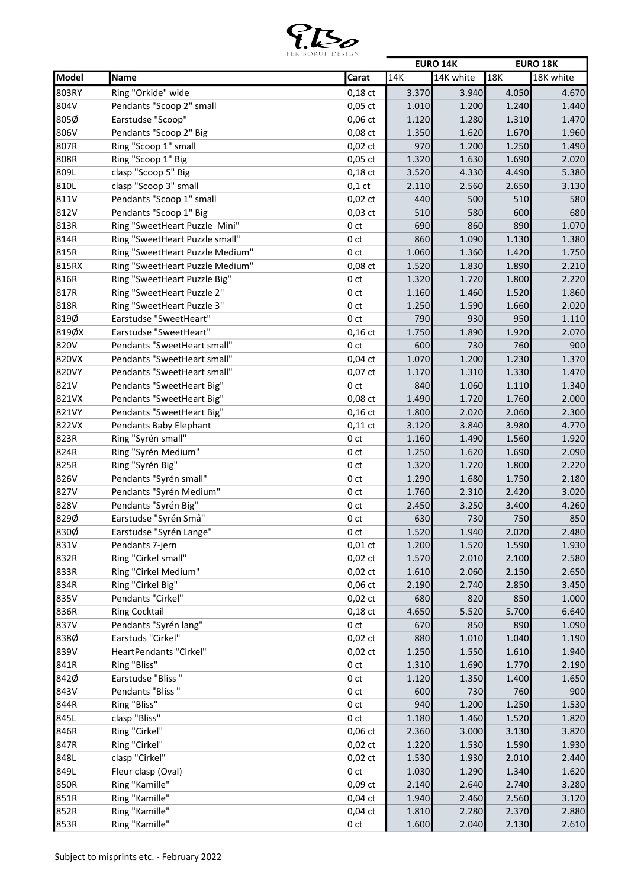PER BORUP DESIGN

| Model | Name | Carat | EURO 14K | | EURO 18K | |
|---|---|---|---|---|---|---|
| | | | 14K | 14K white | 18K | 18K white |
| 803RY | Ring "Orkide" wide | 0,18 ct | 3.370 | 3.940 | 4.050 | 4.670 |
| 804V | Pendants "Scoop 2" small | 0,05 ct | 1.010 | 1.200 | 1.240 | 1.440 |
| 805Ø | Earstudse "Scoop" | 0,06 ct | 1.120 | 1.280 | 1.310 | 1.470 |
| 806V | Pendants "Scoop 2" Big | 0,08 ct | 1.350 | 1.620 | 1.670 | 1.960 |
| 807R | Ring "Scoop 1" small | 0,02 ct | 970 | 1.200 | 1.250 | 1.490 |
| 808R | Ring "Scoop 1" Big | 0,05 ct | 1.320 | 1.630 | 1.690 | 2.020 |
| 809L | clasp "Scoop 5" Big | 0,18 ct | 3.520 | 4.330 | 4.490 | 5.380 |
| 810L | clasp "Scoop 3" small | 0,1 ct | 2.110 | 2.560 | 2.650 | 3.130 |
| 811V | Pendants "Scoop 1" small | 0,02 ct | 440 | 500 | 510 | 580 |
| 812V | Pendants "Scoop 1" Big | 0,03 ct | 510 | 580 | 600 | 680 |
| 813R | Ring "SweetHeart Puzzle Mini" | 0 ct | 690 | 860 | 890 | 1.070 |
| 814R | Ring "SweetHeart Puzzle small" | 0 ct | 860 | 1.090 | 1.130 | 1.380 |
| 815R | Ring "SweetHeart Puzzle Medium" | 0 ct | 1.060 | 1.360 | 1.420 | 1.750 |
| 815RX | Ring "SweetHeart Puzzle Medium" | 0,08 ct | 1.520 | 1.830 | 1.890 | 2.210 |
| 816R | Ring "SweetHeart Puzzle Big" | 0 ct | 1.320 | 1.720 | 1.800 | 2.220 |
| 817R | Ring "SweetHeart Puzzle 2" | 0 ct | 1.160 | 1.460 | 1.520 | 1.860 |
| 818R | Ring "SweetHeart Puzzle 3" | 0 ct | 1.250 | 1.590 | 1.660 | 2.020 |
| 819Ø | Earstudse "SweetHeart" | 0 ct | 790 | 930 | 950 | 1.110 |
| 819ØX | Earstudse "SweetHeart" | 0,16 ct | 1.750 | 1.890 | 1.920 | 2.070 |
| 820V | Pendants "SweetHeart small" | 0 ct | 600 | 730 | 760 | 900 |
| 820VX | Pendants "SweetHeart small" | 0,04 ct | 1.070 | 1.200 | 1.230 | 1.370 |
| 820VY | Pendants "SweetHeart small" | 0,07 ct | 1.170 | 1.310 | 1.330 | 1.470 |
| 821V | Pendants "SweetHeart Big" | 0 ct | 840 | 1.060 | 1.110 | 1.340 |
| 821VX | Pendants "SweetHeart Big" | 0,08 ct | 1.490 | 1.720 | 1.760 | 2.000 |
| 821VY | Pendants "SweetHeart Big" | 0,16 ct | 1.800 | 2.020 | 2.060 | 2.300 |
| 822VX | Pendants Baby Elephant | 0,11 ct | 3.120 | 3.840 | 3.980 | 4.770 |
| 823R | Ring "Syrén small" | 0 ct | 1.160 | 1.490 | 1.560 | 1.920 |
| 824R | Ring "Syrén Medium" | 0 ct | 1.250 | 1.620 | 1.690 | 2.090 |
| 825R | Ring "Syrén Big" | 0 ct | 1.320 | 1.720 | 1.800 | 2.220 |
| 826V | Pendants "Syrén small" | 0 ct | 1.290 | 1.680 | 1.750 | 2.180 |
| 827V | Pendants "Syrén Medium" | 0 ct | 1.760 | 2.310 | 2.420 | 3.020 |
| 828V | Pendants "Syrén Big" | 0 ct | 2.450 | 3.250 | 3.400 | 4.260 |
| 829Ø | Earstudse "Syrén Små" | 0 ct | 630 | 730 | 750 | 850 |
| 830Ø | Earstudse "Syrén Lange" | 0 ct | 1.520 | 1.940 | 2.020 | 2.480 |
| 831V | Pendants 7-jern | 0,01 ct | 1.200 | 1.520 | 1.590 | 1.930 |
| 832R | Ring "Cirkel small" | 0,02 ct | 1.570 | 2.010 | 2.100 | 2.580 |
| 833R | Ring "Cirkel Medium" | 0,02 ct | 1.610 | 2.060 | 2.150 | 2.650 |
| 834R | Ring "Cirkel Big" | 0,06 ct | 2.190 | 2.740 | 2.850 | 3.450 |
| 835V | Pendants "Cirkel" | 0,02 ct | 680 | 820 | 850 | 1.000 |
| 836R | Ring Cocktail | 0,18 ct | 4.650 | 5.520 | 5.700 | 6.640 |
| 837V | Pendants "Syrén lang" | 0 ct | 670 | 850 | 890 | 1.090 |
| 838Ø | Earstuds "Cirkel" | 0,02 ct | 880 | 1.010 | 1.040 | 1.190 |
| 839V | HeartPendants "Cirkel" | 0,02 ct | 1.250 | 1.550 | 1.610 | 1.940 |
| 841R | Ring "Bliss" | 0 ct | 1.310 | 1.690 | 1.770 | 2.190 |
| 842Ø | Earstudse "Bliss " | 0 ct | 1.120 | 1.350 | 1.400 | 1.650 |
| 843V | Pendants "Bliss " | 0 ct | 600 | 730 | 760 | 900 |
| 844R | Ring "Bliss" | 0 ct | 940 | 1.200 | 1.250 | 1.530 |
| 845L | clasp "Bliss" | 0 ct | 1.180 | 1.460 | 1.520 | 1.820 |
| 846R | Ring "Cirkel" | 0,06 ct | 2.360 | 3.000 | 3.130 | 3.820 |
| 847R | Ring "Cirkel" | 0,02 ct | 1.220 | 1.530 | 1.590 | 1.930 |
| 848L | clasp "Cirkel" | 0,02 ct | 1.530 | 1.930 | 2.010 | 2.440 |
| 849L | Fleur clasp (Oval) | 0 ct | 1.030 | 1.290 | 1.340 | 1.620 |
| 850R | Ring "Kamille" | 0,09 ct | 2.140 | 2.640 | 2.740 | 3.280 |
| 851R | Ring "Kamille" | 0,04 ct | 1.940 | 2.460 | 2.560 | 3.120 |
| 852R | Ring "Kamille" | 0,04 ct | 1.810 | 2.280 | 2.370 | 2.880 |
| 853R | Ring "Kamille" | 0 ct | 1.600 | 2.040 | 2.130 | 2.610 |

Subject to misprints etc. - February 2022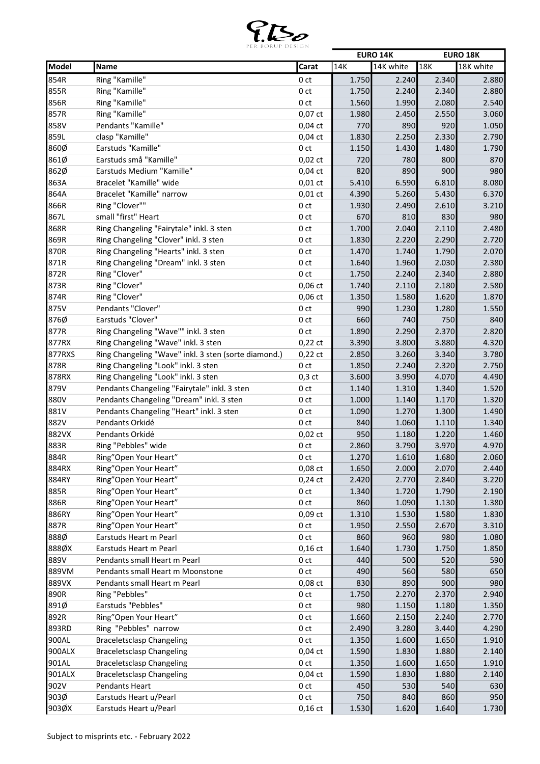P.Bo PER BORUP DESIGN

| Model | Name | Carat | EURO 14K | | EURO 18K | |
|---|---|---|---|---|---|---|
| | | | 14K | 14K white | 18K | 18K white |
| 854R | Ring "Kamille" | 0 ct | 1.750 | 2.240 | 2.340 | 2.880 |
| 855R | Ring "Kamille" | 0 ct | 1.750 | 2.240 | 2.340 | 2.880 |
| 856R | Ring "Kamille" | 0 ct | 1.560 | 1.990 | 2.080 | 2.540 |
| 857R | Ring "Kamille" | 0,07 ct | 1.980 | 2.450 | 2.550 | 3.060 |
| 858V | Pendants "Kamille" | 0,04 ct | 770 | 890 | 920 | 1.050 |
| 859L | clasp "Kamille" | 0,04 ct | 1.830 | 2.250 | 2.330 | 2.790 |
| 860Ø | Earstuds "Kamille" | 0 ct | 1.150 | 1.430 | 1.480 | 1.790 |
| 861Ø | Earstuds små "Kamille" | 0,02 ct | 720 | 780 | 800 | 870 |
| 862Ø | Earstuds Medium "Kamille" | 0,04 ct | 820 | 890 | 900 | 980 |
| 863A | Bracelet "Kamille" wide | 0,01 ct | 5.410 | 6.590 | 6.810 | 8.080 |
| 864A | Bracelet "Kamille" narrow | 0,01 ct | 4.390 | 5.260 | 5.430 | 6.370 |
| 866R | Ring "Clover"" | 0 ct | 1.930 | 2.490 | 2.610 | 3.210 |
| 867L | small "first" Heart | 0 ct | 670 | 810 | 830 | 980 |
| 868R | Ring Changeling "Fairytale" inkl. 3 sten | 0 ct | 1.700 | 2.040 | 2.110 | 2.480 |
| 869R | Ring Changeling "Clover" inkl. 3 sten | 0 ct | 1.830 | 2.220 | 2.290 | 2.720 |
| 870R | Ring Changeling "Hearts" inkl. 3 sten | 0 ct | 1.470 | 1.740 | 1.790 | 2.070 |
| 871R | Ring Changeling "Dream" inkl. 3 sten | 0 ct | 1.640 | 1.960 | 2.030 | 2.380 |
| 872R | Ring "Clover" | 0 ct | 1.750 | 2.240 | 2.340 | 2.880 |
| 873R | Ring "Clover" | 0,06 ct | 1.740 | 2.110 | 2.180 | 2.580 |
| 874R | Ring "Clover" | 0,06 ct | 1.350 | 1.580 | 1.620 | 1.870 |
| 875V | Pendants "Clover" | 0 ct | 990 | 1.230 | 1.280 | 1.550 |
| 876Ø | Earstuds "Clover" | 0 ct | 660 | 740 | 750 | 840 |
| 877R | Ring Changeling "Wave"" inkl. 3 sten | 0 ct | 1.890 | 2.290 | 2.370 | 2.820 |
| 877RX | Ring Changeling "Wave" inkl. 3 sten | 0,22 ct | 3.390 | 3.800 | 3.880 | 4.320 |
| 877RXS | Ring Changeling "Wave" inkl. 3 sten (sorte diamond.) | 0,22 ct | 2.850 | 3.260 | 3.340 | 3.780 |
| 878R | Ring Changeling "Look" inkl. 3 sten | 0 ct | 1.850 | 2.240 | 2.320 | 2.750 |
| 878RX | Ring Changeling "Look" inkl. 3 sten | 0,3 ct | 3.600 | 3.990 | 4.070 | 4.490 |
| 879V | Pendants Changeling "Fairytale" inkl. 3 sten | 0 ct | 1.140 | 1.310 | 1.340 | 1.520 |
| 880V | Pendants Changeling "Dream" inkl. 3 sten | 0 ct | 1.000 | 1.140 | 1.170 | 1.320 |
| 881V | Pendants Changeling "Heart" inkl. 3 sten | 0 ct | 1.090 | 1.270 | 1.300 | 1.490 |
| 882V | Pendants Orkidé | 0 ct | 840 | 1.060 | 1.110 | 1.340 |
| 882VX | Pendants Orkidé | 0,02 ct | 950 | 1.180 | 1.220 | 1.460 |
| 883R | Ring "Pebbles" wide | 0 ct | 2.860 | 3.790 | 3.970 | 4.970 |
| 884R | Ring”Open Your Heart” | 0 ct | 1.270 | 1.610 | 1.680 | 2.060 |
| 884RX | Ring”Open Your Heart” | 0,08 ct | 1.650 | 2.000 | 2.070 | 2.440 |
| 884RY | Ring”Open Your Heart” | 0,24 ct | 2.420 | 2.770 | 2.840 | 3.220 |
| 885R | Ring”Open Your Heart” | 0 ct | 1.340 | 1.720 | 1.790 | 2.190 |
| 886R | Ring”Open Your Heart” | 0 ct | 860 | 1.090 | 1.130 | 1.380 |
| 886RY | Ring”Open Your Heart” | 0,09 ct | 1.310 | 1.530 | 1.580 | 1.830 |
| 887R | Ring”Open Your Heart” | 0 ct | 1.950 | 2.550 | 2.670 | 3.310 |
| 888Ø | Earstuds Heart m Pearl | 0 ct | 860 | 960 | 980 | 1.080 |
| 888ØX | Earstuds Heart m Pearl | 0,16 ct | 1.640 | 1.730 | 1.750 | 1.850 |
| 889V | Pendants small Heart m Pearl | 0 ct | 440 | 500 | 520 | 590 |
| 889VM | Pendants small Heart m Moonstone | 0 ct | 490 | 560 | 580 | 650 |
| 889VX | Pendants small Heart m Pearl | 0,08 ct | 830 | 890 | 900 | 980 |
| 890R | Ring "Pebbles" | 0 ct | 1.750 | 2.270 | 2.370 | 2.940 |
| 891Ø | Earstuds "Pebbles" | 0 ct | 980 | 1.150 | 1.180 | 1.350 |
| 892R | Ring”Open Your Heart” | 0 ct | 1.660 | 2.150 | 2.240 | 2.770 |
| 893RD | Ring "Pebbles" narrow | 0 ct | 2.490 | 3.280 | 3.440 | 4.290 |
| 900AL | Braceletsclasp Changeling | 0 ct | 1.350 | 1.600 | 1.650 | 1.910 |
| 900ALX | Braceletsclasp Changeling | 0,04 ct | 1.590 | 1.830 | 1.880 | 2.140 |
| 901AL | Braceletsclasp Changeling | 0 ct | 1.350 | 1.600 | 1.650 | 1.910 |
| 901ALX | Braceletsclasp Changeling | 0,04 ct | 1.590 | 1.830 | 1.880 | 2.140 |
| 902V | Pendants Heart | 0 ct | 450 | 530 | 540 | 630 |
| 903Ø | Earstuds Heart u/Pearl | 0 ct | 750 | 840 | 860 | 950 |
| 903ØX | Earstuds Heart u/Pearl | 0,16 ct | 1.530 | 1.620 | 1.640 | 1.730 |

Subject to misprints etc. - February 2022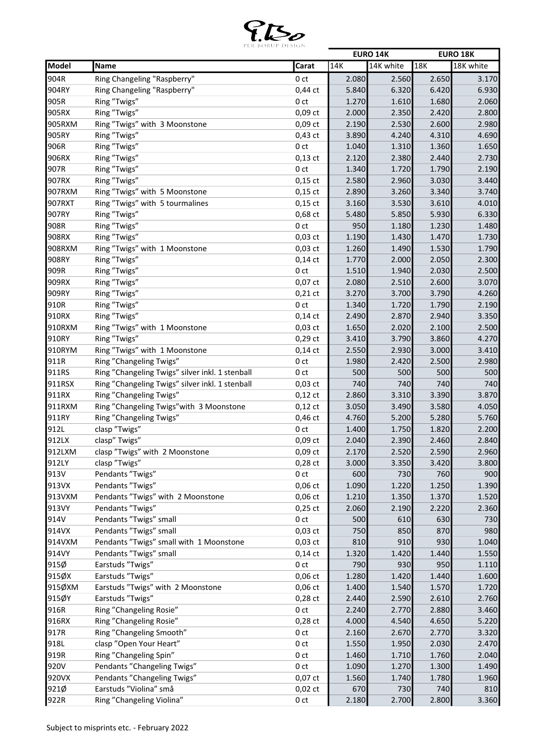| Model | Name | Carat | EURO 14K | | EURO 18K | |
|---|---|---|---|---|---|---|
| | | | 14K | 14K white | 18K | 18K white |
| 904R | Ring Changeling "Raspberry" | 0 ct | 2.080 | 2.560 | 2.650 | 3.170 |
| 904RY | Ring Changeling "Raspberry" | 0,44 ct | 5.840 | 6.320 | 6.420 | 6.930 |
| 905R | Ring "Twigs" | 0 ct | 1.270 | 1.610 | 1.680 | 2.060 |
| 905RX | Ring "Twigs" | 0,09 ct | 2.000 | 2.350 | 2.420 | 2.800 |
| 905RXM | Ring "Twigs" with 3 Moonstone | 0,09 ct | 2.190 | 2.530 | 2.600 | 2.980 |
| 905RY | Ring "Twigs" | 0,43 ct | 3.890 | 4.240 | 4.310 | 4.690 |
| 906R | Ring "Twigs" | 0 ct | 1.040 | 1.310 | 1.360 | 1.650 |
| 906RX | Ring "Twigs" | 0,13 ct | 2.120 | 2.380 | 2.440 | 2.730 |
| 907R | Ring "Twigs" | 0 ct | 1.340 | 1.720 | 1.790 | 2.190 |
| 907RX | Ring "Twigs" | 0,15 ct | 2.580 | 2.960 | 3.030 | 3.440 |
| 907RXM | Ring "Twigs" with 5 Moonstone | 0,15 ct | 2.890 | 3.260 | 3.340 | 3.740 |
| 907RXT | Ring "Twigs" with 5 tourmalines | 0,15 ct | 3.160 | 3.530 | 3.610 | 4.010 |
| 907RY | Ring "Twigs" | 0,68 ct | 5.480 | 5.850 | 5.930 | 6.330 |
| 908R | Ring "Twigs" | 0 ct | 950 | 1.180 | 1.230 | 1.480 |
| 908RX | Ring "Twigs" | 0,03 ct | 1.190 | 1.430 | 1.470 | 1.730 |
| 908RXM | Ring "Twigs" with 1 Moonstone | 0,03 ct | 1.260 | 1.490 | 1.530 | 1.790 |
| 908RY | Ring "Twigs" | 0,14 ct | 1.770 | 2.000 | 2.050 | 2.300 |
| 909R | Ring "Twigs" | 0 ct | 1.510 | 1.940 | 2.030 | 2.500 |
| 909RX | Ring "Twigs" | 0,07 ct | 2.080 | 2.510 | 2.600 | 3.070 |
| 909RY | Ring "Twigs" | 0,21 ct | 3.270 | 3.700 | 3.790 | 4.260 |
| 910R | Ring "Twigs" | 0 ct | 1.340 | 1.720 | 1.790 | 2.190 |
| 910RX | Ring "Twigs" | 0,14 ct | 2.490 | 2.870 | 2.940 | 3.350 |
| 910RXM | Ring "Twigs" with 1 Moonstone | 0,03 ct | 1.650 | 2.020 | 2.100 | 2.500 |
| 910RY | Ring "Twigs" | 0,29 ct | 3.410 | 3.790 | 3.860 | 4.270 |
| 910RYM | Ring "Twigs" with 1 Moonstone | 0,14 ct | 2.550 | 2.930 | 3.000 | 3.410 |
| 911R | Ring "Changeling Twigs" | 0 ct | 1.980 | 2.420 | 2.500 | 2.980 |
| 911RS | Ring "Changeling Twigs" silver inkl. 1 stenball | 0 ct | 500 | 500 | 500 | 500 |
| 911RSX | Ring "Changeling Twigs" silver inkl. 1 stenball | 0,03 ct | 740 | 740 | 740 | 740 |
| 911RX | Ring "Changeling Twigs" | 0,12 ct | 2.860 | 3.310 | 3.390 | 3.870 |
| 911RXM | Ring "Changeling Twigs"with 3 Moonstone | 0,12 ct | 3.050 | 3.490 | 3.580 | 4.050 |
| 911RY | Ring "Changeling Twigs" | 0,46 ct | 4.760 | 5.200 | 5.280 | 5.760 |
| 912L | clasp "Twigs" | 0 ct | 1.400 | 1.750 | 1.820 | 2.200 |
| 912LX | clasp" Twigs" | 0,09 ct | 2.040 | 2.390 | 2.460 | 2.840 |
| 912LXM | clasp "Twigs" with 2 Moonstone | 0,09 ct | 2.170 | 2.520 | 2.590 | 2.960 |
| 912LY | clasp "Twigs" | 0,28 ct | 3.000 | 3.350 | 3.420 | 3.800 |
| 913V | Pendants "Twigs" | 0 ct | 600 | 730 | 760 | 900 |
| 913VX | Pendants "Twigs" | 0,06 ct | 1.090 | 1.220 | 1.250 | 1.390 |
| 913VXM | Pendants "Twigs" with 2 Moonstone | 0,06 ct | 1.210 | 1.350 | 1.370 | 1.520 |
| 913VY | Pendants "Twigs" | 0,25 ct | 2.060 | 2.190 | 2.220 | 2.360 |
| 914V | Pendants "Twigs" small | 0 ct | 500 | 610 | 630 | 730 |
| 914VX | Pendants "Twigs" small | 0,03 ct | 750 | 850 | 870 | 980 |
| 914VXM | Pendants "Twigs" small with 1 Moonstone | 0,03 ct | 810 | 910 | 930 | 1.040 |
| 914VY | Pendants "Twigs" small | 0,14 ct | 1.320 | 1.420 | 1.440 | 1.550 |
| 915Ø | Earstuds "Twigs" | 0 ct | 790 | 930 | 950 | 1.110 |
| 915ØX | Earstuds "Twigs" | 0,06 ct | 1.280 | 1.420 | 1.440 | 1.600 |
| 915ØXM | Earstuds "Twigs" with 2 Moonstone | 0,06 ct | 1.400 | 1.540 | 1.570 | 1.720 |
| 915ØY | Earstuds "Twigs" | 0,28 ct | 2.440 | 2.590 | 2.610 | 2.760 |
| 916R | Ring "Changeling Rosie" | 0 ct | 2.240 | 2.770 | 2.880 | 3.460 |
| 916RX | Ring "Changeling Rosie" | 0,28 ct | 4.000 | 4.540 | 4.650 | 5.220 |
| 917R | Ring "Changeling Smooth" | 0 ct | 2.160 | 2.670 | 2.770 | 3.320 |
| 918L | clasp "Open Your Heart" | 0 ct | 1.550 | 1.950 | 2.030 | 2.470 |
| 919R | Ring "Changeling Spin" | 0 ct | 1.460 | 1.710 | 1.760 | 2.040 |
| 920V | Pendants "Changeling Twigs" | 0 ct | 1.090 | 1.270 | 1.300 | 1.490 |
| 920VX | Pendants "Changeling Twigs" | 0,07 ct | 1.560 | 1.740 | 1.780 | 1.960 |
| 921Ø | Earstuds "Violina" små | 0,02 ct | 670 | 730 | 740 | 810 |
| 922R | Ring "Changeling Violina" | 0 ct | 2.180 | 2.700 | 2.800 | 3.360 |

Subject to misprints etc. - February 2022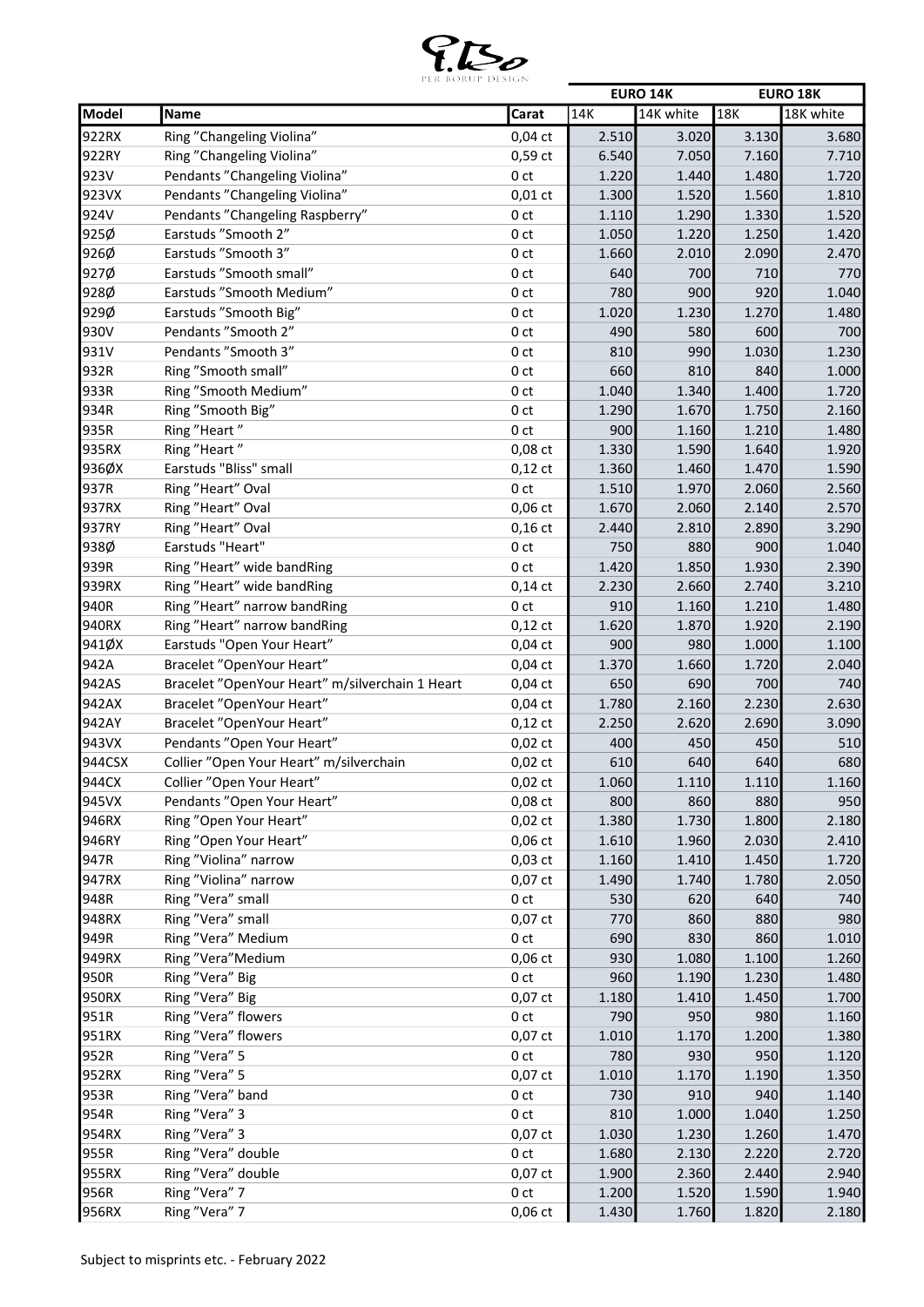| Model | Name | Carat | EURO 14K | | EURO 18K | |
|---|---|---|---|---|---|---|
| | | | 14K | 14K white | 18K | 18K white |
| 922RX | Ring ”Changeling Violina” | 0,04 ct | 2.510 | 3.020 | 3.130 | 3.680 |
| 922RY | Ring ”Changeling Violina” | 0,59 ct | 6.540 | 7.050 | 7.160 | 7.710 |
| 923V | Pendants ”Changeling Violina” | 0 ct | 1.220 | 1.440 | 1.480 | 1.720 |
| 923VX | Pendants ”Changeling Violina” | 0,01 ct | 1.300 | 1.520 | 1.560 | 1.810 |
| 924V | Pendants ”Changeling Raspberry” | 0 ct | 1.110 | 1.290 | 1.330 | 1.520 |
| 925Ø | Earstuds ”Smooth 2” | 0 ct | 1.050 | 1.220 | 1.250 | 1.420 |
| 926Ø | Earstuds ”Smooth 3” | 0 ct | 1.660 | 2.010 | 2.090 | 2.470 |
| 927Ø | Earstuds ”Smooth small” | 0 ct | 640 | 700 | 710 | 770 |
| 928Ø | Earstuds ”Smooth Medium” | 0 ct | 780 | 900 | 920 | 1.040 |
| 929Ø | Earstuds ”Smooth Big” | 0 ct | 1.020 | 1.230 | 1.270 | 1.480 |
| 930V | Pendants ”Smooth 2” | 0 ct | 490 | 580 | 600 | 700 |
| 931V | Pendants ”Smooth 3” | 0 ct | 810 | 990 | 1.030 | 1.230 |
| 932R | Ring ”Smooth small” | 0 ct | 660 | 810 | 840 | 1.000 |
| 933R | Ring ”Smooth Medium” | 0 ct | 1.040 | 1.340 | 1.400 | 1.720 |
| 934R | Ring ”Smooth Big” | 0 ct | 1.290 | 1.670 | 1.750 | 2.160 |
| 935R | Ring ”Heart ” | 0 ct | 900 | 1.160 | 1.210 | 1.480 |
| 935RX | Ring ”Heart ” | 0,08 ct | 1.330 | 1.590 | 1.640 | 1.920 |
| 936ØX | Earstuds "Bliss" small | 0,12 ct | 1.360 | 1.460 | 1.470 | 1.590 |
| 937R | Ring ”Heart” Oval | 0 ct | 1.510 | 1.970 | 2.060 | 2.560 |
| 937RX | Ring ”Heart” Oval | 0,06 ct | 1.670 | 2.060 | 2.140 | 2.570 |
| 937RY | Ring ”Heart” Oval | 0,16 ct | 2.440 | 2.810 | 2.890 | 3.290 |
| 938Ø | Earstuds "Heart" | 0 ct | 750 | 880 | 900 | 1.040 |
| 939R | Ring ”Heart” wide bandRing | 0 ct | 1.420 | 1.850 | 1.930 | 2.390 |
| 939RX | Ring ”Heart” wide bandRing | 0,14 ct | 2.230 | 2.660 | 2.740 | 3.210 |
| 940R | Ring ”Heart” narrow bandRing | 0 ct | 910 | 1.160 | 1.210 | 1.480 |
| 940RX | Ring ”Heart” narrow bandRing | 0,12 ct | 1.620 | 1.870 | 1.920 | 2.190 |
| 941ØX | Earstuds "Open Your Heart” | 0,04 ct | 900 | 980 | 1.000 | 1.100 |
| 942A | Bracelet ”OpenYour Heart” | 0,04 ct | 1.370 | 1.660 | 1.720 | 2.040 |
| 942AS | Bracelet ”OpenYour Heart” m/silverchain 1 Heart | 0,04 ct | 650 | 690 | 700 | 740 |
| 942AX | Bracelet ”OpenYour Heart” | 0,04 ct | 1.780 | 2.160 | 2.230 | 2.630 |
| 942AY | Bracelet ”OpenYour Heart” | 0,12 ct | 2.250 | 2.620 | 2.690 | 3.090 |
| 943VX | Pendants ”Open Your Heart” | 0,02 ct | 400 | 450 | 450 | 510 |
| 944CSX | Collier ”Open Your Heart” m/silverchain | 0,02 ct | 610 | 640 | 640 | 680 |
| 944CX | Collier ”Open Your Heart” | 0,02 ct | 1.060 | 1.110 | 1.110 | 1.160 |
| 945VX | Pendants ”Open Your Heart” | 0,08 ct | 800 | 860 | 880 | 950 |
| 946RX | Ring ”Open Your Heart” | 0,02 ct | 1.380 | 1.730 | 1.800 | 2.180 |
| 946RY | Ring ”Open Your Heart” | 0,06 ct | 1.610 | 1.960 | 2.030 | 2.410 |
| 947R | Ring ”Violina” narrow | 0,03 ct | 1.160 | 1.410 | 1.450 | 1.720 |
| 947RX | Ring ”Violina” narrow | 0,07 ct | 1.490 | 1.740 | 1.780 | 2.050 |
| 948R | Ring ”Vera” small | 0 ct | 530 | 620 | 640 | 740 |
| 948RX | Ring ”Vera” small | 0,07 ct | 770 | 860 | 880 | 980 |
| 949R | Ring ”Vera” Medium | 0 ct | 690 | 830 | 860 | 1.010 |
| 949RX | Ring ”Vera”Medium | 0,06 ct | 930 | 1.080 | 1.100 | 1.260 |
| 950R | Ring ”Vera” Big | 0 ct | 960 | 1.190 | 1.230 | 1.480 |
| 950RX | Ring ”Vera” Big | 0,07 ct | 1.180 | 1.410 | 1.450 | 1.700 |
| 951R | Ring ”Vera” flowers | 0 ct | 790 | 950 | 980 | 1.160 |
| 951RX | Ring ”Vera” flowers | 0,07 ct | 1.010 | 1.170 | 1.200 | 1.380 |
| 952R | Ring ”Vera” 5 | 0 ct | 780 | 930 | 950 | 1.120 |
| 952RX | Ring ”Vera” 5 | 0,07 ct | 1.010 | 1.170 | 1.190 | 1.350 |
| 953R | Ring ”Vera” band | 0 ct | 730 | 910 | 940 | 1.140 |
| 954R | Ring ”Vera” 3 | 0 ct | 810 | 1.000 | 1.040 | 1.250 |
| 954RX | Ring ”Vera” 3 | 0,07 ct | 1.030 | 1.230 | 1.260 | 1.470 |
| 955R | Ring ”Vera” double | 0 ct | 1.680 | 2.130 | 2.220 | 2.720 |
| 955RX | Ring ”Vera” double | 0,07 ct | 1.900 | 2.360 | 2.440 | 2.940 |
| 956R | Ring ”Vera” 7 | 0 ct | 1.200 | 1.520 | 1.590 | 1.940 |
| 956RX | Ring ”Vera” 7 | 0,06 ct | 1.430 | 1.760 | 1.820 | 2.180 |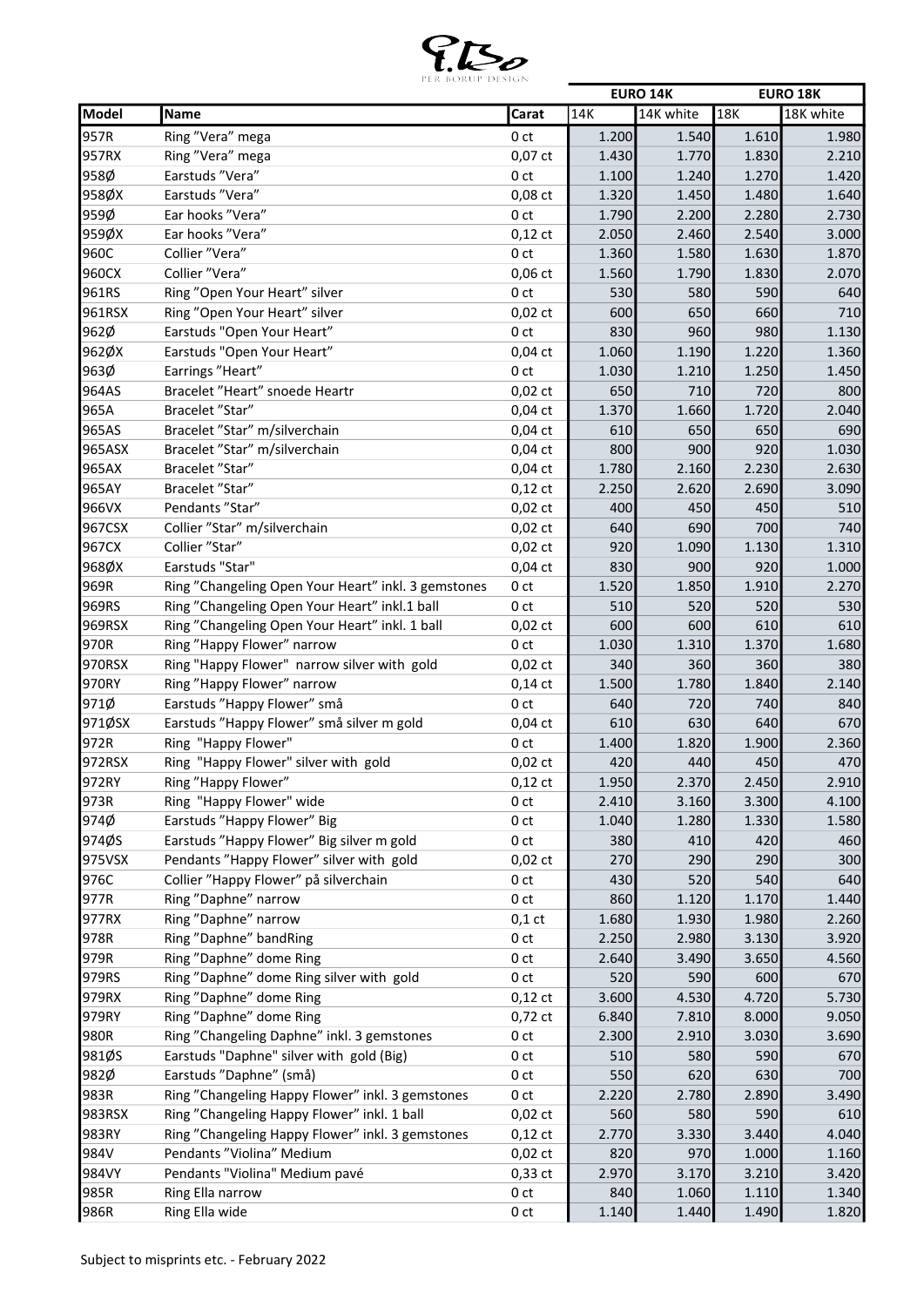PER BORUP DESIGN

| Model | Name | Carat | EURO 14K | | EURO 18K | |
|---|---|---|---|---|---|---|
| | | | 14K | 14K white | 18K | 18K white |
| 957R | Ring ”Vera” mega | 0 ct | 1.200 | 1.540 | 1.610 | 1.980 |
| 957RX | Ring ”Vera” mega | 0,07 ct | 1.430 | 1.770 | 1.830 | 2.210 |
| 958Ø | Earstuds ”Vera” | 0 ct | 1.100 | 1.240 | 1.270 | 1.420 |
| 958ØX | Earstuds ”Vera” | 0,08 ct | 1.320 | 1.450 | 1.480 | 1.640 |
| 959Ø | Ear hooks ”Vera” | 0 ct | 1.790 | 2.200 | 2.280 | 2.730 |
| 959ØX | Ear hooks ”Vera” | 0,12 ct | 2.050 | 2.460 | 2.540 | 3.000 |
| 960C | Collier ”Vera” | 0 ct | 1.360 | 1.580 | 1.630 | 1.870 |
| 960CX | Collier ”Vera” | 0,06 ct | 1.560 | 1.790 | 1.830 | 2.070 |
| 961RS | Ring ”Open Your Heart” silver | 0 ct | 530 | 580 | 590 | 640 |
| 961RSX | Ring ”Open Your Heart” silver | 0,02 ct | 600 | 650 | 660 | 710 |
| 962Ø | Earstuds "Open Your Heart” | 0 ct | 830 | 960 | 980 | 1.130 |
| 962ØX | Earstuds "Open Your Heart” | 0,04 ct | 1.060 | 1.190 | 1.220 | 1.360 |
| 963Ø | Earrings ”Heart” | 0 ct | 1.030 | 1.210 | 1.250 | 1.450 |
| 964AS | Bracelet ”Heart” snoede Heartr | 0,02 ct | 650 | 710 | 720 | 800 |
| 965A | Bracelet ”Star” | 0,04 ct | 1.370 | 1.660 | 1.720 | 2.040 |
| 965AS | Bracelet ”Star” m/silverchain | 0,04 ct | 610 | 650 | 650 | 690 |
| 965ASX | Bracelet ”Star” m/silverchain | 0,04 ct | 800 | 900 | 920 | 1.030 |
| 965AX | Bracelet ”Star” | 0,04 ct | 1.780 | 2.160 | 2.230 | 2.630 |
| 965AY | Bracelet ”Star” | 0,12 ct | 2.250 | 2.620 | 2.690 | 3.090 |
| 966VX | Pendants ”Star” | 0,02 ct | 400 | 450 | 450 | 510 |
| 967CSX | Collier ”Star” m/silverchain | 0,02 ct | 640 | 690 | 700 | 740 |
| 967CX | Collier ”Star” | 0,02 ct | 920 | 1.090 | 1.130 | 1.310 |
| 968ØX | Earstuds "Star" | 0,04 ct | 830 | 900 | 920 | 1.000 |
| 969R | Ring ”Changeling Open Your Heart” inkl. 3 gemstones | 0 ct | 1.520 | 1.850 | 1.910 | 2.270 |
| 969RS | Ring ”Changeling Open Your Heart” inkl.1 ball | 0 ct | 510 | 520 | 520 | 530 |
| 969RSX | Ring ”Changeling Open Your Heart” inkl. 1 ball | 0,02 ct | 600 | 600 | 610 | 610 |
| 970R | Ring ”Happy Flower” narrow | 0 ct | 1.030 | 1.310 | 1.370 | 1.680 |
| 970RSX | Ring "Happy Flower" narrow silver with gold | 0,02 ct | 340 | 360 | 360 | 380 |
| 970RY | Ring ”Happy Flower” narrow | 0,14 ct | 1.500 | 1.780 | 1.840 | 2.140 |
| 971Ø | Earstuds ”Happy Flower” små | 0 ct | 640 | 720 | 740 | 840 |
| 971ØSX | Earstuds ”Happy Flower” små silver m gold | 0,04 ct | 610 | 630 | 640 | 670 |
| 972R | Ring "Happy Flower" | 0 ct | 1.400 | 1.820 | 1.900 | 2.360 |
| 972RSX | Ring "Happy Flower" silver with gold | 0,02 ct | 420 | 440 | 450 | 470 |
| 972RY | Ring ”Happy Flower” | 0,12 ct | 1.950 | 2.370 | 2.450 | 2.910 |
| 973R | Ring "Happy Flower" wide | 0 ct | 2.410 | 3.160 | 3.300 | 4.100 |
| 974Ø | Earstuds ”Happy Flower” Big | 0 ct | 1.040 | 1.280 | 1.330 | 1.580 |
| 974ØS | Earstuds ”Happy Flower” Big silver m gold | 0 ct | 380 | 410 | 420 | 460 |
| 975VSX | Pendants ”Happy Flower” silver with gold | 0,02 ct | 270 | 290 | 290 | 300 |
| 976C | Collier ”Happy Flower” på silverchain | 0 ct | 430 | 520 | 540 | 640 |
| 977R | Ring ”Daphne” narrow | 0 ct | 860 | 1.120 | 1.170 | 1.440 |
| 977RX | Ring ”Daphne” narrow | 0,1 ct | 1.680 | 1.930 | 1.980 | 2.260 |
| 978R | Ring ”Daphne” bandRing | 0 ct | 2.250 | 2.980 | 3.130 | 3.920 |
| 979R | Ring ”Daphne” dome Ring | 0 ct | 2.640 | 3.490 | 3.650 | 4.560 |
| 979RS | Ring ”Daphne” dome Ring silver with gold | 0 ct | 520 | 590 | 600 | 670 |
| 979RX | Ring ”Daphne” dome Ring | 0,12 ct | 3.600 | 4.530 | 4.720 | 5.730 |
| 979RY | Ring ”Daphne” dome Ring | 0,72 ct | 6.840 | 7.810 | 8.000 | 9.050 |
| 980R | Ring ”Changeling Daphne” inkl. 3 gemstones | 0 ct | 2.300 | 2.910 | 3.030 | 3.690 |
| 981ØS | Earstuds "Daphne" silver with gold (Big) | 0 ct | 510 | 580 | 590 | 670 |
| 982Ø | Earstuds ”Daphne” (små) | 0 ct | 550 | 620 | 630 | 700 |
| 983R | Ring ”Changeling Happy Flower” inkl. 3 gemstones | 0 ct | 2.220 | 2.780 | 2.890 | 3.490 |
| 983RSX | Ring ”Changeling Happy Flower” inkl. 1 ball | 0,02 ct | 560 | 580 | 590 | 610 |
| 983RY | Ring ”Changeling Happy Flower” inkl. 3 gemstones | 0,12 ct | 2.770 | 3.330 | 3.440 | 4.040 |
| 984V | Pendants ”Violina” Medium | 0,02 ct | 820 | 970 | 1.000 | 1.160 |
| 984VY | Pendants "Violina" Medium pavé | 0,33 ct | 2.970 | 3.170 | 3.210 | 3.420 |
| 985R | Ring Ella narrow | 0 ct | 840 | 1.060 | 1.110 | 1.340 |
| 986R | Ring Ella wide | 0 ct | 1.140 | 1.440 | 1.490 | 1.820 |

Subject to misprints etc. - February 2022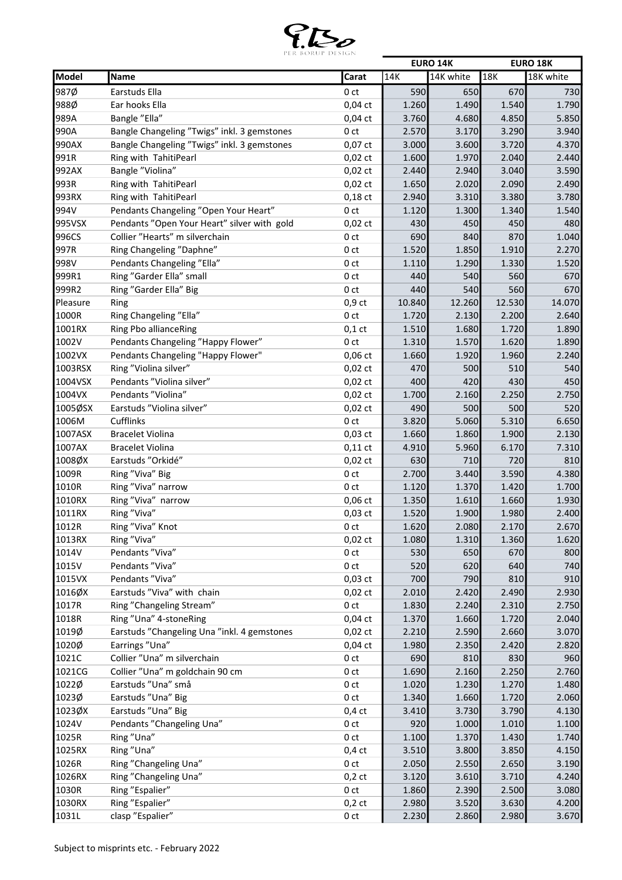| Model | Name | Carat | EURO 14K | | EURO 18K | |
|---|---|---|---|---|---|---|
| | | | 14K | 14K white | 18K | 18K white |
| 987Ø | Earstuds Ella | 0 ct | 590 | 650 | 670 | 730 |
| 988Ø | Ear hooks Ella | 0,04 ct | 1.260 | 1.490 | 1.540 | 1.790 |
| 989A | Bangle "Ella" | 0,04 ct | 3.760 | 4.680 | 4.850 | 5.850 |
| 990A | Bangle Changeling "Twigs" inkl. 3 gemstones | 0 ct | 2.570 | 3.170 | 3.290 | 3.940 |
| 990AX | Bangle Changeling "Twigs" inkl. 3 gemstones | 0,07 ct | 3.000 | 3.600 | 3.720 | 4.370 |
| 991R | Ring with TahitiPearl | 0,02 ct | 1.600 | 1.970 | 2.040 | 2.440 |
| 992AX | Bangle "Violina" | 0,02 ct | 2.440 | 2.940 | 3.040 | 3.590 |
| 993R | Ring with TahitiPearl | 0,02 ct | 1.650 | 2.020 | 2.090 | 2.490 |
| 993RX | Ring with TahitiPearl | 0,18 ct | 2.940 | 3.310 | 3.380 | 3.780 |
| 994V | Pendants Changeling "Open Your Heart" | 0 ct | 1.120 | 1.300 | 1.340 | 1.540 |
| 995VSX | Pendants "Open Your Heart" silver with gold | 0,02 ct | 430 | 450 | 450 | 480 |
| 996CS | Collier "Hearts" m silverchain | 0 ct | 690 | 840 | 870 | 1.040 |
| 997R | Ring Changeling "Daphne" | 0 ct | 1.520 | 1.850 | 1.910 | 2.270 |
| 998V | Pendants Changeling "Ella" | 0 ct | 1.110 | 1.290 | 1.330 | 1.520 |
| 999R1 | Ring "Garder Ella" small | 0 ct | 440 | 540 | 560 | 670 |
| 999R2 | Ring "Garder Ella" Big | 0 ct | 440 | 540 | 560 | 670 |
| Pleasure | Ring | 0,9 ct | 10.840 | 12.260 | 12.530 | 14.070 |
| 1000R | Ring Changeling "Ella" | 0 ct | 1.720 | 2.130 | 2.200 | 2.640 |
| 1001RX | Ring Pbo allianceRing | 0,1 ct | 1.510 | 1.680 | 1.720 | 1.890 |
| 1002V | Pendants Changeling "Happy Flower" | 0 ct | 1.310 | 1.570 | 1.620 | 1.890 |
| 1002VX | Pendants Changeling "Happy Flower" | 0,06 ct | 1.660 | 1.920 | 1.960 | 2.240 |
| 1003RSX | Ring "Violina silver" | 0,02 ct | 470 | 500 | 510 | 540 |
| 1004VSX | Pendants "Violina silver" | 0,02 ct | 400 | 420 | 430 | 450 |
| 1004VX | Pendants "Violina" | 0,02 ct | 1.700 | 2.160 | 2.250 | 2.750 |
| 1005ØSX | Earstuds "Violina silver" | 0,02 ct | 490 | 500 | 500 | 520 |
| 1006M | Cufflinks | 0 ct | 3.820 | 5.060 | 5.310 | 6.650 |
| 1007ASX | Bracelet Violina | 0,03 ct | 1.660 | 1.860 | 1.900 | 2.130 |
| 1007AX | Bracelet Violina | 0,11 ct | 4.910 | 5.960 | 6.170 | 7.310 |
| 1008ØX | Earstuds "Orkidé" | 0,02 ct | 630 | 710 | 720 | 810 |
| 1009R | Ring "Viva" Big | 0 ct | 2.700 | 3.440 | 3.590 | 4.380 |
| 1010R | Ring "Viva" narrow | 0 ct | 1.120 | 1.370 | 1.420 | 1.700 |
| 1010RX | Ring "Viva" narrow | 0,06 ct | 1.350 | 1.610 | 1.660 | 1.930 |
| 1011RX | Ring "Viva" | 0,03 ct | 1.520 | 1.900 | 1.980 | 2.400 |
| 1012R | Ring "Viva" Knot | 0 ct | 1.620 | 2.080 | 2.170 | 2.670 |
| 1013RX | Ring "Viva" | 0,02 ct | 1.080 | 1.310 | 1.360 | 1.620 |
| 1014V | Pendants "Viva" | 0 ct | 530 | 650 | 670 | 800 |
| 1015V | Pendants "Viva" | 0 ct | 520 | 620 | 640 | 740 |
| 1015VX | Pendants "Viva" | 0,03 ct | 700 | 790 | 810 | 910 |
| 1016ØX | Earstuds "Viva" with chain | 0,02 ct | 2.010 | 2.420 | 2.490 | 2.930 |
| 1017R | Ring "Changeling Stream" | 0 ct | 1.830 | 2.240 | 2.310 | 2.750 |
| 1018R | Ring "Una" 4-stoneRing | 0,04 ct | 1.370 | 1.660 | 1.720 | 2.040 |
| 1019Ø | Earstuds "Changeling Una "inkl. 4 gemstones | 0,02 ct | 2.210 | 2.590 | 2.660 | 3.070 |
| 1020Ø | Earrings "Una" | 0,04 ct | 1.980 | 2.350 | 2.420 | 2.820 |
| 1021C | Collier "Una" m silverchain | 0 ct | 690 | 810 | 830 | 960 |
| 1021CG | Collier "Una" m goldchain 90 cm | 0 ct | 1.690 | 2.160 | 2.250 | 2.760 |
| 1022Ø | Earstuds "Una" små | 0 ct | 1.020 | 1.230 | 1.270 | 1.480 |
| 1023Ø | Earstuds "Una" Big | 0 ct | 1.340 | 1.660 | 1.720 | 2.060 |
| 1023ØX | Earstuds "Una" Big | 0,4 ct | 3.410 | 3.730 | 3.790 | 4.130 |
| 1024V | Pendants "Changeling Una" | 0 ct | 920 | 1.000 | 1.010 | 1.100 |
| 1025R | Ring "Una" | 0 ct | 1.100 | 1.370 | 1.430 | 1.740 |
| 1025RX | Ring "Una" | 0,4 ct | 3.510 | 3.800 | 3.850 | 4.150 |
| 1026R | Ring "Changeling Una" | 0 ct | 2.050 | 2.550 | 2.650 | 3.190 |
| 1026RX | Ring "Changeling Una" | 0,2 ct | 3.120 | 3.610 | 3.710 | 4.240 |
| 1030R | Ring "Espalier" | 0 ct | 1.860 | 2.390 | 2.500 | 3.080 |
| 1030RX | Ring "Espalier" | 0,2 ct | 2.980 | 3.520 | 3.630 | 4.200 |
| 1031L | clasp "Espalier" | 0 ct | 2.230 | 2.860 | 2.980 | 3.670 |

Subject to misprints etc. - February 2022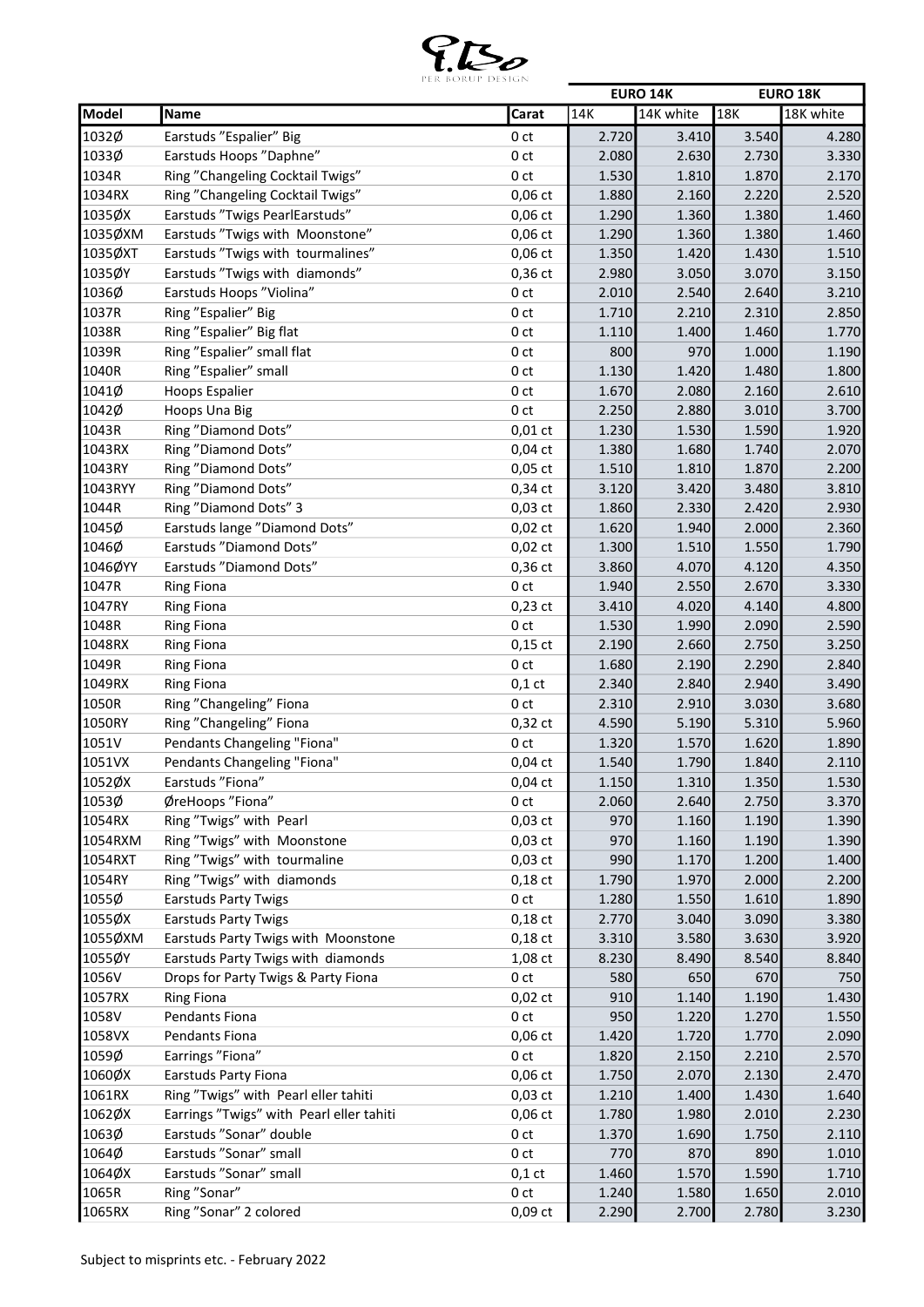| | | | EURO 14K | | EURO 18K | |
|---|---|---|---|---|---|---|
| **Model** | **Name** | **Carat** | 14K | 14K white | 18K | 18K white |
| 1032Ø | Earstuds ”Espalier” Big | 0 ct | 2.720 | 3.410 | 3.540 | 4.280 |
| 1033Ø | Earstuds Hoops ”Daphne” | 0 ct | 2.080 | 2.630 | 2.730 | 3.330 |
| 1034R | Ring ”Changeling Cocktail Twigs” | 0 ct | 1.530 | 1.810 | 1.870 | 2.170 |
| 1034RX | Ring ”Changeling Cocktail Twigs” | 0,06 ct | 1.880 | 2.160 | 2.220 | 2.520 |
| 1035ØX | Earstuds ”Twigs PearlEarstuds” | 0,06 ct | 1.290 | 1.360 | 1.380 | 1.460 |
| 1035ØXM | Earstuds ”Twigs with  Moonstone” | 0,06 ct | 1.290 | 1.360 | 1.380 | 1.460 |
| 1035ØXT | Earstuds ”Twigs with  tourmalines” | 0,06 ct | 1.350 | 1.420 | 1.430 | 1.510 |
| 1035ØY | Earstuds ”Twigs with  diamonds” | 0,36 ct | 2.980 | 3.050 | 3.070 | 3.150 |
| 1036Ø | Earstuds Hoops ”Violina” | 0 ct | 2.010 | 2.540 | 2.640 | 3.210 |
| 1037R | Ring ”Espalier” Big | 0 ct | 1.710 | 2.210 | 2.310 | 2.850 |
| 1038R | Ring ”Espalier” Big flat | 0 ct | 1.110 | 1.400 | 1.460 | 1.770 |
| 1039R | Ring ”Espalier” small flat | 0 ct | 800 | 970 | 1.000 | 1.190 |
| 1040R | Ring ”Espalier” small | 0 ct | 1.130 | 1.420 | 1.480 | 1.800 |
| 1041Ø | Hoops Espalier | 0 ct | 1.670 | 2.080 | 2.160 | 2.610 |
| 1042Ø | Hoops Una Big | 0 ct | 2.250 | 2.880 | 3.010 | 3.700 |
| 1043R | Ring ”Diamond Dots” | 0,01 ct | 1.230 | 1.530 | 1.590 | 1.920 |
| 1043RX | Ring ”Diamond Dots” | 0,04 ct | 1.380 | 1.680 | 1.740 | 2.070 |
| 1043RY | Ring ”Diamond Dots” | 0,05 ct | 1.510 | 1.810 | 1.870 | 2.200 |
| 1043RYY | Ring ”Diamond Dots” | 0,34 ct | 3.120 | 3.420 | 3.480 | 3.810 |
| 1044R | Ring ”Diamond Dots” 3 | 0,03 ct | 1.860 | 2.330 | 2.420 | 2.930 |
| 1045Ø | Earstuds lange ”Diamond Dots” | 0,02 ct | 1.620 | 1.940 | 2.000 | 2.360 |
| 1046Ø | Earstuds ”Diamond Dots” | 0,02 ct | 1.300 | 1.510 | 1.550 | 1.790 |
| 1046ØYY | Earstuds ”Diamond Dots” | 0,36 ct | 3.860 | 4.070 | 4.120 | 4.350 |
| 1047R | Ring Fiona | 0 ct | 1.940 | 2.550 | 2.670 | 3.330 |
| 1047RY | Ring Fiona | 0,23 ct | 3.410 | 4.020 | 4.140 | 4.800 |
| 1048R | Ring Fiona | 0 ct | 1.530 | 1.990 | 2.090 | 2.590 |
| 1048RX | Ring Fiona | 0,15 ct | 2.190 | 2.660 | 2.750 | 3.250 |
| 1049R | Ring Fiona | 0 ct | 1.680 | 2.190 | 2.290 | 2.840 |
| 1049RX | Ring Fiona | 0,1 ct | 2.340 | 2.840 | 2.940 | 3.490 |
| 1050R | Ring ”Changeling” Fiona | 0 ct | 2.310 | 2.910 | 3.030 | 3.680 |
| 1050RY | Ring ”Changeling” Fiona | 0,32 ct | 4.590 | 5.190 | 5.310 | 5.960 |
| 1051V | Pendants Changeling "Fiona" | 0 ct | 1.320 | 1.570 | 1.620 | 1.890 |
| 1051VX | Pendants Changeling "Fiona" | 0,04 ct | 1.540 | 1.790 | 1.840 | 2.110 |
| 1052ØX | Earstuds ”Fiona” | 0,04 ct | 1.150 | 1.310 | 1.350 | 1.530 |
| 1053Ø | ØreHoops ”Fiona” | 0 ct | 2.060 | 2.640 | 2.750 | 3.370 |
| 1054RX | Ring ”Twigs” with  Pearl | 0,03 ct | 970 | 1.160 | 1.190 | 1.390 |
| 1054RXM | Ring ”Twigs” with  Moonstone | 0,03 ct | 970 | 1.160 | 1.190 | 1.390 |
| 1054RXT | Ring ”Twigs” with  tourmaline | 0,03 ct | 990 | 1.170 | 1.200 | 1.400 |
| 1054RY | Ring ”Twigs” with  diamonds | 0,18 ct | 1.790 | 1.970 | 2.000 | 2.200 |
| 1055Ø | Earstuds Party Twigs | 0 ct | 1.280 | 1.550 | 1.610 | 1.890 |
| 1055ØX | Earstuds Party Twigs | 0,18 ct | 2.770 | 3.040 | 3.090 | 3.380 |
| 1055ØXM | Earstuds Party Twigs with  Moonstone | 0,18 ct | 3.310 | 3.580 | 3.630 | 3.920 |
| 1055ØY | Earstuds Party Twigs with  diamonds | 1,08 ct | 8.230 | 8.490 | 8.540 | 8.840 |
| 1056V | Drops for Party Twigs & Party Fiona | 0 ct | 580 | 650 | 670 | 750 |
| 1057RX | Ring Fiona | 0,02 ct | 910 | 1.140 | 1.190 | 1.430 |
| 1058V | Pendants Fiona | 0 ct | 950 | 1.220 | 1.270 | 1.550 |
| 1058VX | Pendants Fiona | 0,06 ct | 1.420 | 1.720 | 1.770 | 2.090 |
| 1059Ø | Earrings ”Fiona” | 0 ct | 1.820 | 2.150 | 2.210 | 2.570 |
| 1060ØX | Earstuds Party Fiona | 0,06 ct | 1.750 | 2.070 | 2.130 | 2.470 |
| 1061RX | Ring ”Twigs” with  Pearl eller tahiti | 0,03 ct | 1.210 | 1.400 | 1.430 | 1.640 |
| 1062ØX | Earrings ”Twigs” with  Pearl eller tahiti | 0,06 ct | 1.780 | 1.980 | 2.010 | 2.230 |
| 1063Ø | Earstuds ”Sonar” double | 0 ct | 1.370 | 1.690 | 1.750 | 2.110 |
| 1064Ø | Earstuds ”Sonar” small | 0 ct | 770 | 870 | 890 | 1.010 |
| 1064ØX | Earstuds ”Sonar” small | 0,1 ct | 1.460 | 1.570 | 1.590 | 1.710 |
| 1065R | Ring ”Sonar” | 0 ct | 1.240 | 1.580 | 1.650 | 2.010 |
| 1065RX | Ring ”Sonar” 2 colored | 0,09 ct | 2.290 | 2.700 | 2.780 | 3.230 |

Subject to misprints etc. - February 2022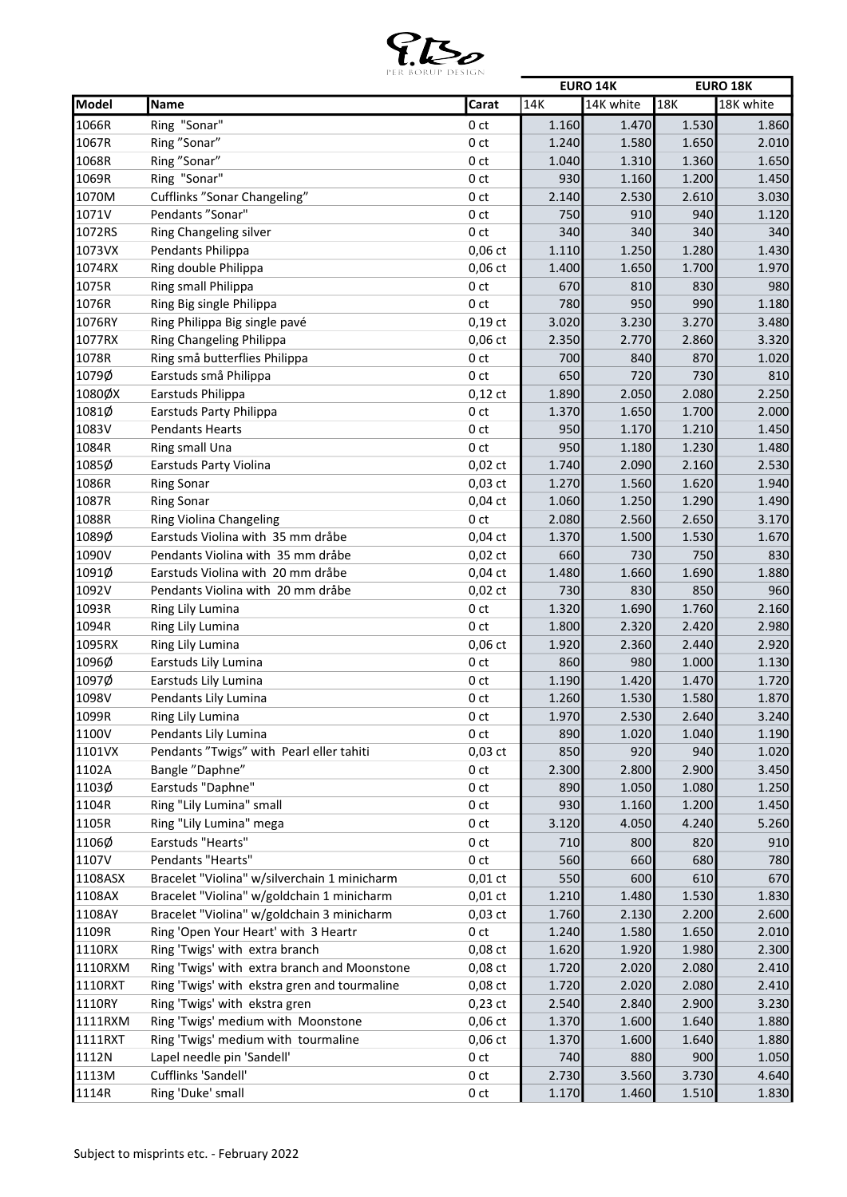| | | | EURO 14K | | EURO 18K | |
|---|---|---|---|---|---|---|
| **Model** | **Name** | **Carat** | 14K | 14K white | 18K | 18K white |
| 1066R | Ring "Sonar" | 0 ct | 1.160 | 1.470 | 1.530 | 1.860 |
| 1067R | Ring "Sonar" | 0 ct | 1.240 | 1.580 | 1.650 | 2.010 |
| 1068R | Ring "Sonar" | 0 ct | 1.040 | 1.310 | 1.360 | 1.650 |
| 1069R | Ring "Sonar" | 0 ct | 930 | 1.160 | 1.200 | 1.450 |
| 1070M | Cufflinks "Sonar Changeling" | 0 ct | 2.140 | 2.530 | 2.610 | 3.030 |
| 1071V | Pendants "Sonar" | 0 ct | 750 | 910 | 940 | 1.120 |
| 1072RS | Ring Changeling silver | 0 ct | 340 | 340 | 340 | 340 |
| 1073VX | Pendants Philippa | 0,06 ct | 1.110 | 1.250 | 1.280 | 1.430 |
| 1074RX | Ring double Philippa | 0,06 ct | 1.400 | 1.650 | 1.700 | 1.970 |
| 1075R | Ring small Philippa | 0 ct | 670 | 810 | 830 | 980 |
| 1076R | Ring Big single Philippa | 0 ct | 780 | 950 | 990 | 1.180 |
| 1076RY | Ring Philippa Big single pavé | 0,19 ct | 3.020 | 3.230 | 3.270 | 3.480 |
| 1077RX | Ring Changeling Philippa | 0,06 ct | 2.350 | 2.770 | 2.860 | 3.320 |
| 1078R | Ring små butterflies Philippa | 0 ct | 700 | 840 | 870 | 1.020 |
| 1079Ø | Earstuds små Philippa | 0 ct | 650 | 720 | 730 | 810 |
| 1080ØX | Earstuds Philippa | 0,12 ct | 1.890 | 2.050 | 2.080 | 2.250 |
| 1081Ø | Earstuds Party Philippa | 0 ct | 1.370 | 1.650 | 1.700 | 2.000 |
| 1083V | Pendants Hearts | 0 ct | 950 | 1.170 | 1.210 | 1.450 |
| 1084R | Ring small Una | 0 ct | 950 | 1.180 | 1.230 | 1.480 |
| 1085Ø | Earstuds Party Violina | 0,02 ct | 1.740 | 2.090 | 2.160 | 2.530 |
| 1086R | Ring Sonar | 0,03 ct | 1.270 | 1.560 | 1.620 | 1.940 |
| 1087R | Ring Sonar | 0,04 ct | 1.060 | 1.250 | 1.290 | 1.490 |
| 1088R | Ring Violina Changeling | 0 ct | 2.080 | 2.560 | 2.650 | 3.170 |
| 1089Ø | Earstuds Violina with 35 mm dråbe | 0,04 ct | 1.370 | 1.500 | 1.530 | 1.670 |
| 1090V | Pendants Violina with 35 mm dråbe | 0,02 ct | 660 | 730 | 750 | 830 |
| 1091Ø | Earstuds Violina with 20 mm dråbe | 0,04 ct | 1.480 | 1.660 | 1.690 | 1.880 |
| 1092V | Pendants Violina with 20 mm dråbe | 0,02 ct | 730 | 830 | 850 | 960 |
| 1093R | Ring Lily Lumina | 0 ct | 1.320 | 1.690 | 1.760 | 2.160 |
| 1094R | Ring Lily Lumina | 0 ct | 1.800 | 2.320 | 2.420 | 2.980 |
| 1095RX | Ring Lily Lumina | 0,06 ct | 1.920 | 2.360 | 2.440 | 2.920 |
| 1096Ø | Earstuds Lily Lumina | 0 ct | 860 | 980 | 1.000 | 1.130 |
| 1097Ø | Earstuds Lily Lumina | 0 ct | 1.190 | 1.420 | 1.470 | 1.720 |
| 1098V | Pendants Lily Lumina | 0 ct | 1.260 | 1.530 | 1.580 | 1.870 |
| 1099R | Ring Lily Lumina | 0 ct | 1.970 | 2.530 | 2.640 | 3.240 |
| 1100V | Pendants Lily Lumina | 0 ct | 890 | 1.020 | 1.040 | 1.190 |
| 1101VX | Pendants "Twigs" with Pearl eller tahiti | 0,03 ct | 850 | 920 | 940 | 1.020 |
| 1102A | Bangle "Daphne" | 0 ct | 2.300 | 2.800 | 2.900 | 3.450 |
| 1103Ø | Earstuds "Daphne" | 0 ct | 890 | 1.050 | 1.080 | 1.250 |
| 1104R | Ring "Lily Lumina" small | 0 ct | 930 | 1.160 | 1.200 | 1.450 |
| 1105R | Ring "Lily Lumina" mega | 0 ct | 3.120 | 4.050 | 4.240 | 5.260 |
| 1106Ø | Earstuds "Hearts" | 0 ct | 710 | 800 | 820 | 910 |
| 1107V | Pendants "Hearts" | 0 ct | 560 | 660 | 680 | 780 |
| 1108ASX | Bracelet "Violina" w/silverchain 1 minicharm | 0,01 ct | 550 | 600 | 610 | 670 |
| 1108AX | Bracelet "Violina" w/goldchain 1 minicharm | 0,01 ct | 1.210 | 1.480 | 1.530 | 1.830 |
| 1108AY | Bracelet "Violina" w/goldchain 3 minicharm | 0,03 ct | 1.760 | 2.130 | 2.200 | 2.600 |
| 1109R | Ring 'Open Your Heart' with 3 Heartr | 0 ct | 1.240 | 1.580 | 1.650 | 2.010 |
| 1110RX | Ring 'Twigs' with extra branch | 0,08 ct | 1.620 | 1.920 | 1.980 | 2.300 |
| 1110RXM | Ring 'Twigs' with extra branch and Moonstone | 0,08 ct | 1.720 | 2.020 | 2.080 | 2.410 |
| 1110RXT | Ring 'Twigs' with ekstra gren and tourmaline | 0,08 ct | 1.720 | 2.020 | 2.080 | 2.410 |
| 1110RY | Ring 'Twigs' with ekstra gren | 0,23 ct | 2.540 | 2.840 | 2.900 | 3.230 |
| 1111RXM | Ring 'Twigs' medium with Moonstone | 0,06 ct | 1.370 | 1.600 | 1.640 | 1.880 |
| 1111RXT | Ring 'Twigs' medium with tourmaline | 0,06 ct | 1.370 | 1.600 | 1.640 | 1.880 |
| 1112N | Lapel needle pin 'Sandell' | 0 ct | 740 | 880 | 900 | 1.050 |
| 1113M | Cufflinks 'Sandell' | 0 ct | 2.730 | 3.560 | 3.730 | 4.640 |
| 1114R | Ring 'Duke' small | 0 ct | 1.170 | 1.460 | 1.510 | 1.830 |

Subject to misprints etc. - February 2022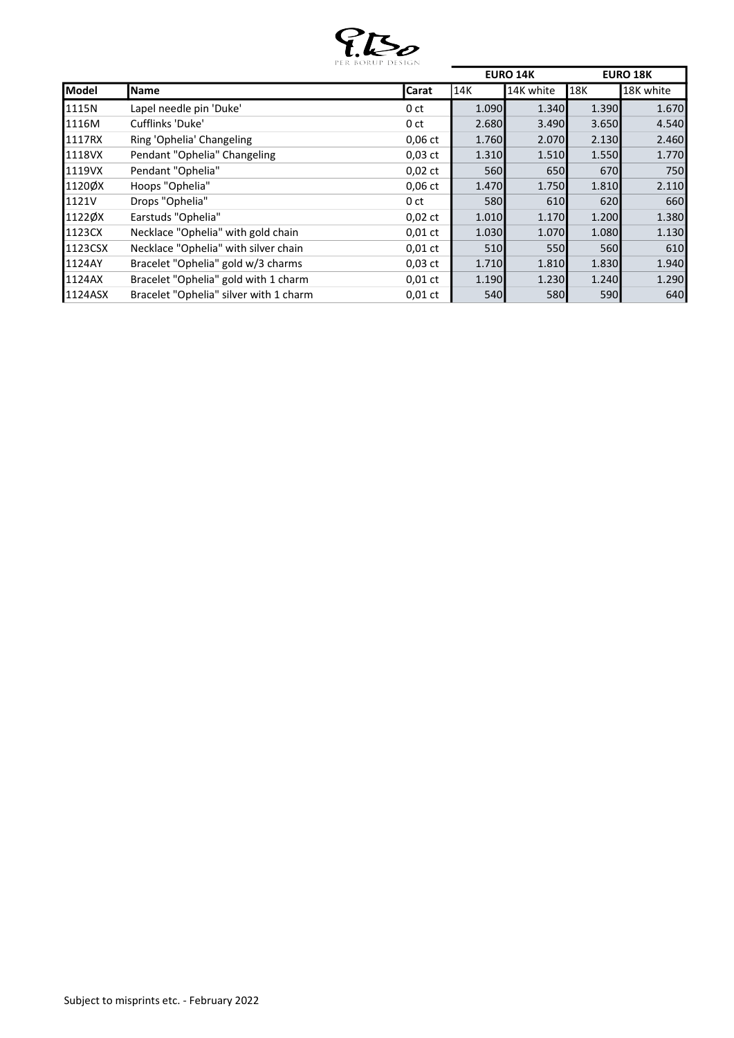PER BORUP DESIGN

| Model | Name | Carat | EURO 14K | | EURO 18K | |
|---|---|---|---|---|---|---|
| | | | 14K | 14K white | 18K | 18K white |
| 1115N | Lapel needle pin 'Duke' | 0 ct | 1.090 | 1.340 | 1.390 | 1.670 |
| 1116M | Cufflinks 'Duke' | 0 ct | 2.680 | 3.490 | 3.650 | 4.540 |
| 1117RX | Ring 'Ophelia' Changeling | 0,06 ct | 1.760 | 2.070 | 2.130 | 2.460 |
| 1118VX | Pendant "Ophelia" Changeling | 0,03 ct | 1.310 | 1.510 | 1.550 | 1.770 |
| 1119VX | Pendant "Ophelia" | 0,02 ct | 560 | 650 | 670 | 750 |
| 1120ØX | Hoops "Ophelia" | 0,06 ct | 1.470 | 1.750 | 1.810 | 2.110 |
| 1121V | Drops "Ophelia" | 0 ct | 580 | 610 | 620 | 660 |
| 1122ØX | Earstuds "Ophelia" | 0,02 ct | 1.010 | 1.170 | 1.200 | 1.380 |
| 1123CX | Necklace "Ophelia" with gold chain | 0,01 ct | 1.030 | 1.070 | 1.080 | 1.130 |
| 1123CSX | Necklace "Ophelia" with silver chain | 0,01 ct | 510 | 550 | 560 | 610 |
| 1124AY | Bracelet "Ophelia" gold w/3 charms | 0,03 ct | 1.710 | 1.810 | 1.830 | 1.940 |
| 1124AX | Bracelet "Ophelia" gold with 1 charm | 0,01 ct | 1.190 | 1.230 | 1.240 | 1.290 |
| 1124ASX | Bracelet "Ophelia" silver with 1 charm | 0,01 ct | 540 | 580 | 590 | 640 |

Subject to misprints etc. - February 2022